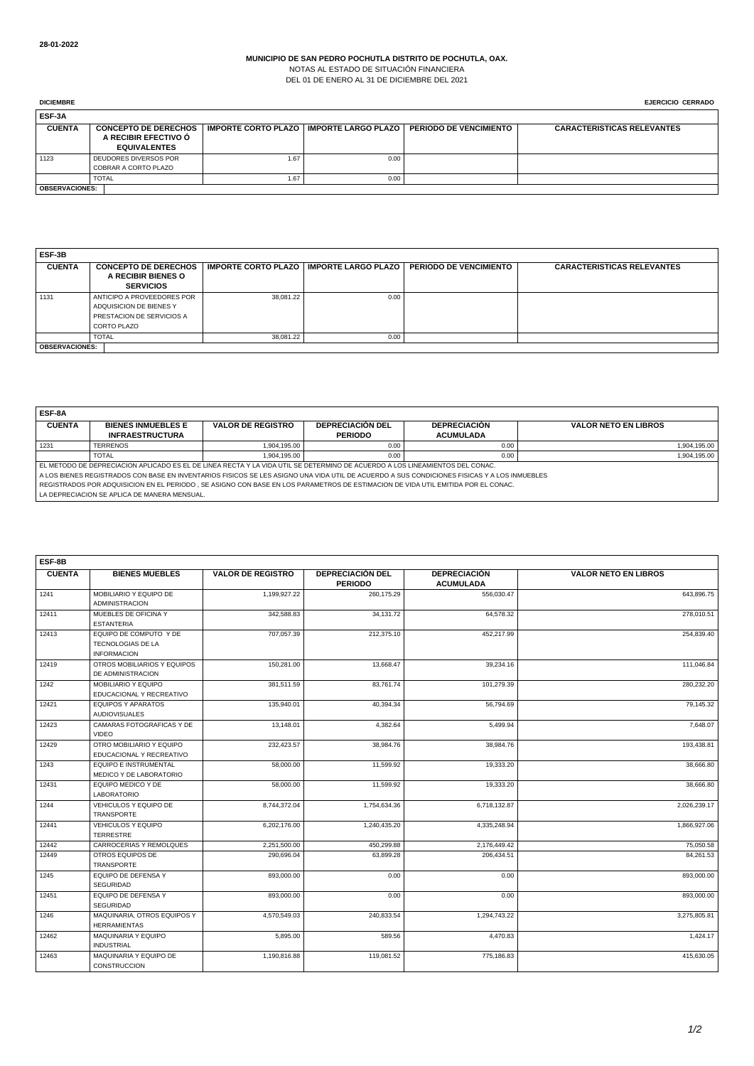28-01-2022

**MUNICIPIO DE SAN PEDRO POCHUTLA DISTRITO DE POCHUTLA, OAX.**

NOTAS AL ESTADO DE SITUACIÓN FINANCIERA

DEL 01 DE ENERO AL 31 DE DICIEMBRE DEL 2021

**DICIEMBRE** **EJERCICIO CERRADO**

**ESF-3A**

| CUENTA | CONCEPTO DE DERECHOS A RECIBIR EFECTIVO Ó EQUIVALENTES | IMPORTE CORTO PLAZO | IMPORTE LARGO PLAZO | PERIODO DE VENCIMIENTO | CARACTERISTICAS RELEVANTES |
|---|---|---|---|---|---|
| 1123 | DEUDORES DIVERSOS POR COBRAR A CORTO PLAZO | 1.67 | 0.00 | | |
| | TOTAL | 1.67 | 0.00 | | |

**OBSERVACIONES:**

**ESF-3B**

| CUENTA | CONCEPTO DE DERECHOS A RECIBIR BIENES O SERVICIOS | IMPORTE CORTO PLAZO | IMPORTE LARGO PLAZO | PERIODO DE VENCIMIENTO | CARACTERISTICAS RELEVANTES |
|---|---|---|---|---|---|
| 1131 | ANTICIPO A PROVEEDORES POR ADQUISICION DE BIENES Y PRESTACION DE SERVICIOS A CORTO PLAZO | 38,081.22 | 0.00 | | |
| | TOTAL | 38,081.22 | 0.00 | | |

**OBSERVACIONES:**

**ESF-8A**

| CUENTA | BIENES INMUEBLES E INFRAESTRUCTURA | VALOR DE REGISTRO | DEPRECIACIÓN DEL PERIODO | DEPRECIACIÓN ACUMULADA | VALOR NETO EN LIBROS |
|---|---|---|---|---|---|
| 1231 | TERRENOS | 1,904,195.00 | 0.00 | 0.00 | 1,904,195.00 |
| | TOTAL | 1,904,195.00 | 0.00 | 0.00 | 1,904,195.00 |

EL METODO DE DEPRECIACION APLICADO ES EL DE LINEA RECTA Y LA VIDA UTIL SE DETERMINO DE ACUERDO A LOS LINEAMIENTOS DEL CONAC.
A LOS BIENES REGISTRADOS CON BASE EN INVENTARIOS FISICOS SE LES ASIGNO UNA VIDA UTIL DE ACUERDO A SUS CONDICIONES FISICAS Y A LOS INMUEBLES REGISTRADOS POR ADQUISICION EN EL PERIODO , SE ASIGNO CON BASE EN LOS PARAMETROS DE ESTIMACION DE VIDA UTIL EMITIDA POR EL CONAC.
LA DEPRECIACION SE APLICA DE MANERA MENSUAL.

**ESF-8B**

| CUENTA | BIENES MUEBLES | VALOR DE REGISTRO | DEPRECIACIÓN DEL PERIODO | DEPRECIACIÓN ACUMULADA | VALOR NETO EN LIBROS |
|---|---|---|---|---|---|
| 1241 | MOBILIARIO Y EQUIPO DE ADMINISTRACION | 1,199,927.22 | 260,175.29 | 556,030.47 | 643,896.75 |
| 12411 | MUEBLES DE OFICINA Y ESTANTERIA | 342,588.83 | 34,131.72 | 64,578.32 | 278,010.51 |
| 12413 | EQUIPO DE COMPUTO Y DE TECNOLOGIAS DE LA INFORMACION | 707,057.39 | 212,375.10 | 452,217.99 | 254,839.40 |
| 12419 | OTROS MOBILIARIOS Y EQUIPOS DE ADMINISTRACION | 150,281.00 | 13,668.47 | 39,234.16 | 111,046.84 |
| 1242 | MOBILIARIO Y EQUIPO EDUCACIONAL Y RECREATIVO | 381,511.59 | 83,761.74 | 101,279.39 | 280,232.20 |
| 12421 | EQUIPOS Y APARATOS AUDIOVISUALES | 135,940.01 | 40,394.34 | 56,794.69 | 79,145.32 |
| 12423 | CAMARAS FOTOGRAFICAS Y DE VIDEO | 13,148.01 | 4,382.64 | 5,499.94 | 7,648.07 |
| 12429 | OTRO MOBILIARIO Y EQUIPO EDUCACIONAL Y RECREATIVO | 232,423.57 | 38,984.76 | 38,984.76 | 193,438.81 |
| 1243 | EQUIPO E INSTRUMENTAL MEDICO Y DE LABORATORIO | 58,000.00 | 11,599.92 | 19,333.20 | 38,666.80 |
| 12431 | EQUIPO MEDICO Y DE LABORATORIO | 58,000.00 | 11,599.92 | 19,333.20 | 38,666.80 |
| 1244 | VEHICULOS Y EQUIPO DE TRANSPORTE | 8,744,372.04 | 1,754,634.36 | 6,718,132.87 | 2,026,239.17 |
| 12441 | VEHICULOS Y EQUIPO TERRESTRE | 6,202,176.00 | 1,240,435.20 | 4,335,248.94 | 1,866,927.06 |
| 12442 | CARROCERIAS Y REMOLQUES | 2,251,500.00 | 450,299.88 | 2,176,449.42 | 75,050.58 |
| 12449 | OTROS EQUIPOS DE TRANSPORTE | 290,696.04 | 63,899.28 | 206,434.51 | 84,261.53 |
| 1245 | EQUIPO DE DEFENSA Y SEGURIDAD | 893,000.00 | 0.00 | 0.00 | 893,000.00 |
| 12451 | EQUIPO DE DEFENSA Y SEGURIDAD | 893,000.00 | 0.00 | 0.00 | 893,000.00 |
| 1246 | MAQUINARIA, OTROS EQUIPOS Y HERRAMIENTAS | 4,570,549.03 | 240,833.54 | 1,294,743.22 | 3,275,805.81 |
| 12462 | MAQUINARIA Y EQUIPO INDUSTRIAL | 5,895.00 | 589.56 | 4,470.83 | 1,424.17 |
| 12463 | MAQUINARIA Y EQUIPO DE CONSTRUCCION | 1,190,816.88 | 119,081.52 | 775,186.83 | 415,630.05 |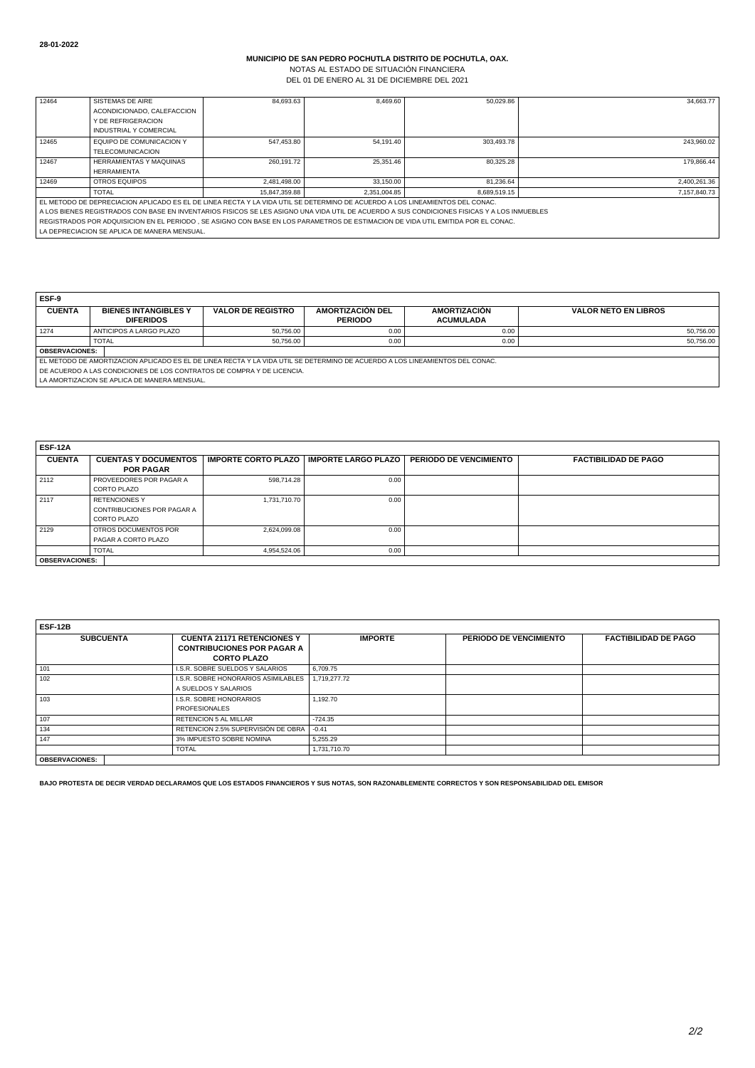**28-01-2022**

**MUNICIPIO DE SAN PEDRO POCHUTLA DISTRITO DE POCHUTLA, OAX.**

NOTAS AL ESTADO DE SITUACIÓN FINANCIERA

DEL 01 DE ENERO AL 31 DE DICIEMBRE DEL 2021

| | | | | | |
|---|---|---|---|---|---|
| 12464 | SISTEMAS DE AIRE ACONDICIONADO, CALEFACCION Y DE REFRIGERACION INDUSTRIAL Y COMERCIAL | 84,693.63 | 8,469.60 | 50,029.86 | 34,663.77 |
| 12465 | EQUIPO DE COMUNICACION Y TELECOMUNICACION | 547,453.80 | 54,191.40 | 303,493.78 | 243,960.02 |
| 12467 | HERRAMIENTAS Y MAQUINAS HERRAMIENTA | 260,191.72 | 25,351.46 | 80,325.28 | 179,866.44 |
| 12469 | OTROS EQUIPOS | 2,481,498.00 | 33,150.00 | 81,236.64 | 2,400,261.36 |
| | TOTAL | 15,847,359.88 | 2,351,004.85 | 8,689,519.15 | 7,157,840.73 |

EL METODO DE DEPRECIACION APLICADO ES EL DE LINEA RECTA Y LA VIDA UTIL SE DETERMINO DE ACUERDO A LOS LINEAMIENTOS DEL CONAC.
A LOS BIENES REGISTRADOS CON BASE EN INVENTARIOS FISICOS SE LES ASIGNO UNA VIDA UTIL DE ACUERDO A SUS CONDICIONES FISICAS Y A LOS INMUEBLES
REGISTRADOS POR ADQUISICION EN EL PERIODO , SE ASIGNO CON BASE EN LOS PARAMETROS DE ESTIMACION DE VIDA UTIL EMITIDA POR EL CONAC.
LA DEPRECIACION SE APLICA DE MANERA MENSUAL.

**ESF-9**

| CUENTA | BIENES INTANGIBLES Y DIFERIDOS | VALOR DE REGISTRO | AMORTIZACIÓN DEL PERIODO | AMORTIZACIÓN ACUMULADA | VALOR NETO EN LIBROS |
|---|---|---|---|---|---|
| 1274 | ANTICIPOS A LARGO PLAZO | 50,756.00 | 0.00 | 0.00 | 50,756.00 |
| | TOTAL | 50,756.00 | 0.00 | 0.00 | 50,756.00 |

**OBSERVACIONES:**

EL METODO DE AMORTIZACION APLICADO ES EL DE LINEA RECTA Y LA VIDA UTIL SE DETERMINO DE ACUERDO A LOS LINEAMIENTOS DEL CONAC.
DE ACUERDO A LAS CONDICIONES DE LOS CONTRATOS DE COMPRA Y DE LICENCIA.
LA AMORTIZACION SE APLICA DE MANERA MENSUAL.

**ESF-12A**

| CUENTA | CUENTAS Y DOCUMENTOS POR PAGAR | IMPORTE CORTO PLAZO | IMPORTE LARGO PLAZO | PERIODO DE VENCIMIENTO | FACTIBILIDAD DE PAGO |
|---|---|---|---|---|---|
| 2112 | PROVEEDORES POR PAGAR A CORTO PLAZO | 598,714.28 | 0.00 | | |
| 2117 | RETENCIONES Y CONTRIBUCIONES POR PAGAR A CORTO PLAZO | 1,731,710.70 | 0.00 | | |
| 2129 | OTROS DOCUMENTOS POR PAGAR A CORTO PLAZO | 2,624,099.08 | 0.00 | | |
| | TOTAL | 4,954,524.06 | 0.00 | | |

**OBSERVACIONES:**

**ESF-12B**

| SUBCUENTA | CUENTA 21171 RETENCIONES Y CONTRIBUCIONES POR PAGAR A CORTO PLAZO | IMPORTE | PERIODO DE VENCIMIENTO | FACTIBILIDAD DE PAGO |
|---|---|---|---|---|
| 101 | I.S.R. SOBRE SUELDOS Y SALARIOS | 6,709.75 | | |
| 102 | I.S.R. SOBRE HONORARIOS ASIMILABLES A SUELDOS Y SALARIOS | 1,719,277.72 | | |
| 103 | I.S.R. SOBRE HONORARIOS PROFESIONALES | 1,192.70 | | |
| 107 | RETENCION 5 AL MILLAR | -724.35 | | |
| 134 | RETENCION 2.5% SUPERVISIÓN DE OBRA | -0.41 | | |
| 147 | 3% IMPUESTO SOBRE NOMINA | 5,255.29 | | |
| | TOTAL | 1,731,710.70 | | |

**OBSERVACIONES:**

**BAJO PROTESTA DE DECIR VERDAD DECLARAMOS QUE LOS ESTADOS FINANCIEROS Y SUS NOTAS, SON RAZONABLEMENTE CORRECTOS Y SON RESPONSABILIDAD DEL EMISOR**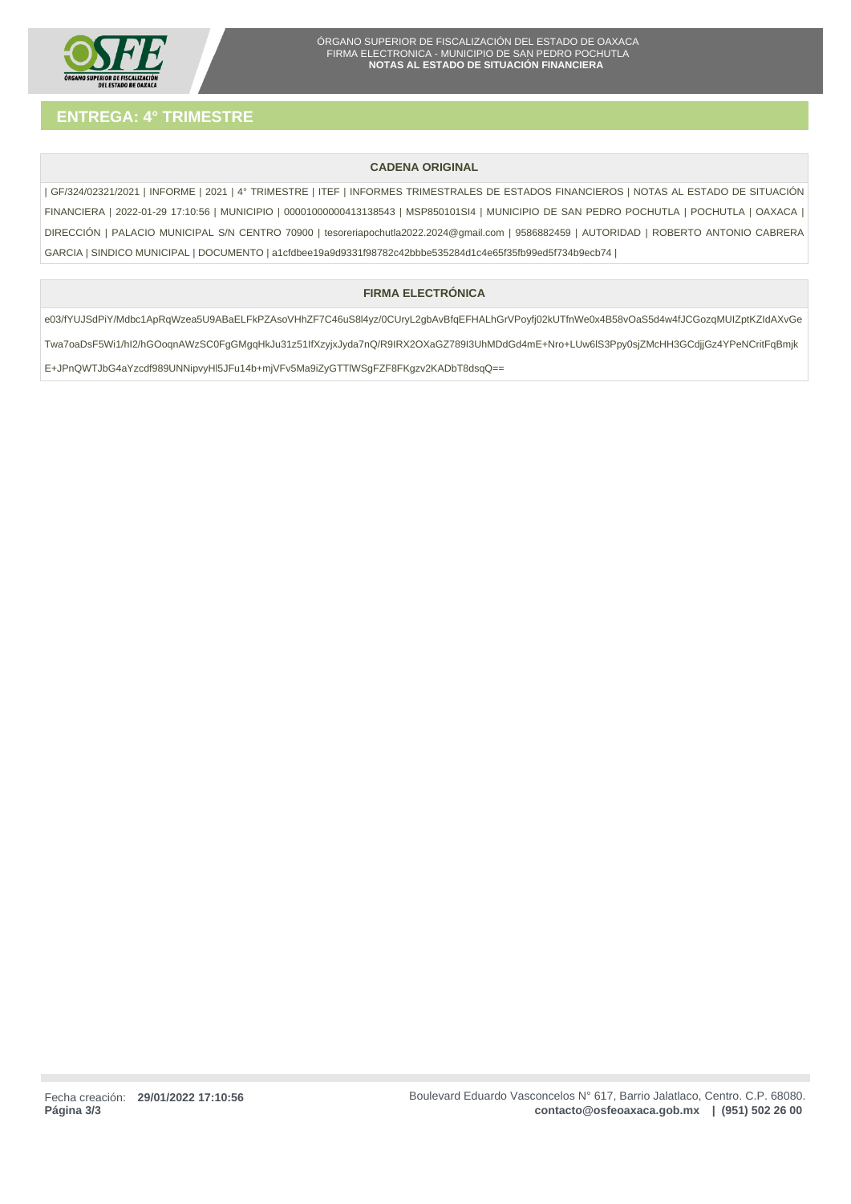## ENTREGA: 4° TRIMESTRE

### CADENA ORIGINAL

| GF/324/02321/2021 | INFORME | 2021 | 4° TRIMESTRE | ITEF | INFORMES TRIMESTRALES DE ESTADOS FINANCIEROS | NOTAS AL ESTADO DE SITUACIÓN FINANCIERA | 2022-01-29 17:10:56 | MUNICIPIO | 00001000000413138543 | MSP850101SI4 | MUNICIPIO DE SAN PEDRO POCHUTLA | POCHUTLA | OAXACA | DIRECCIÓN | PALACIO MUNICIPAL S/N CENTRO 70900 | tesoreriapochutla2022.2024@gmail.com | 9586882459 | AUTORIDAD | ROBERTO ANTONIO CABRERA GARCIA | SINDICO MUNICIPAL | DOCUMENTO | a1cfdbee19a9d9331f98782c42bbbe535284d1c4e65f35fb99ed5f734b9ecb74 |

### FIRMA ELECTRÓNICA

e03/fYUJSdPiY/Mdbc1ApRqWzea5U9ABaELFkPZAsoVHhZF7C46uS8l4yz/0CUryL2gbAvBfqEFHALhGrVPoyfj02kUTfnWe0x4B58vOaS5d4w4fJCGozqMUIZptKZIdAXvGeTwa7oaDsF5Wi1/hI2/hGOoqnAWzSC0FgGMgqHkJu31z51IfXzyjxJyda7nQ/R9IRX2OXaGZ789I3UhMDdGd4mE+Nro+LUw6lS3Ppy0sjZMcHH3GCdjjGz4YPeNCritFqBmjkE+JPnQWTJbG4aYzcdf989UNNipvyHl5JFu14b+mjVFv5Ma9iZyGTTlWSgFZF8FKgzv2KADbT8dsqQ==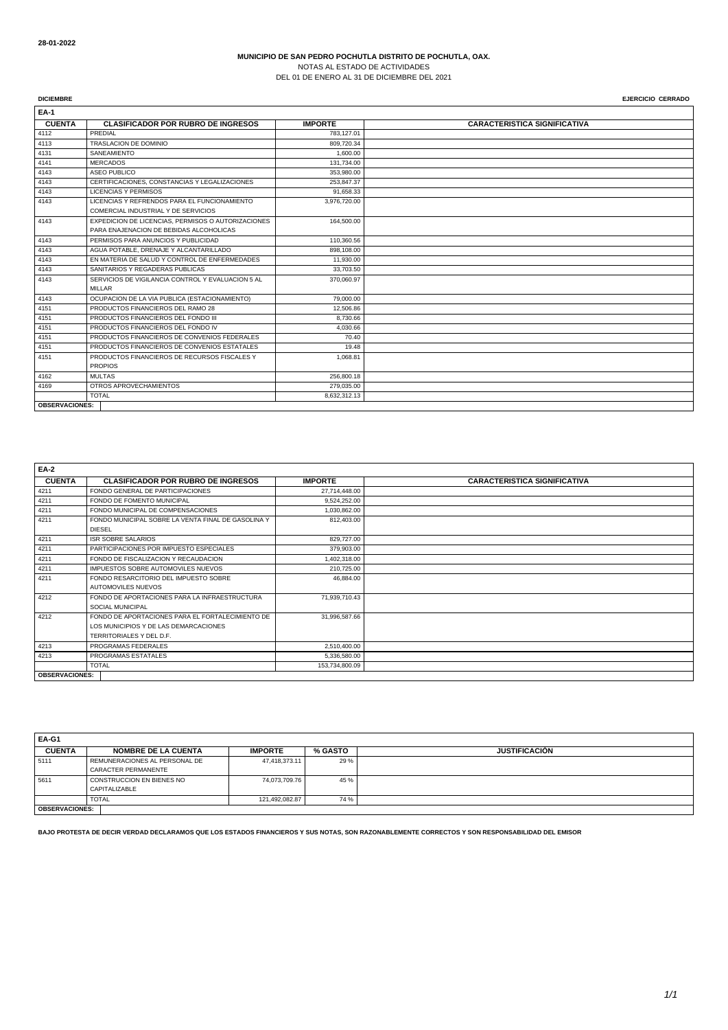28-01-2022

**MUNICIPIO DE SAN PEDRO POCHUTLA DISTRITO DE POCHUTLA, OAX.**
NOTAS AL ESTADO DE ACTIVIDADES
DEL 01 DE ENERO AL 31 DE DICIEMBRE DEL 2021

**DICIEMBRE** **EJERCICIO CERRADO**

**EA-1**

| CUENTA | CLASIFICADOR POR RUBRO DE INGRESOS | IMPORTE | CARACTERISTICA SIGNIFICATIVA |
|---|---|---|---|
| 4112 | PREDIAL | 783,127.01 | |
| 4113 | TRASLACION DE DOMINIO | 809,720.34 | |
| 4131 | SANEAMIENTO | 1,600.00 | |
| 4141 | MERCADOS | 131,734.00 | |
| 4143 | ASEO PUBLICO | 353,980.00 | |
| 4143 | CERTIFICACIONES, CONSTANCIAS Y LEGALIZACIONES | 253,847.37 | |
| 4143 | LICENCIAS Y PERMISOS | 91,658.33 | |
| 4143 | LICENCIAS Y REFRENDOS PARA EL FUNCIONAMIENTO COMERCIAL INDUSTRIAL Y DE SERVICIOS | 3,976,720.00 | |
| 4143 | EXPEDICION DE LICENCIAS, PERMISOS O AUTORIZACIONES PARA ENAJENACION DE BEBIDAS ALCOHOLICAS | 164,500.00 | |
| 4143 | PERMISOS PARA ANUNCIOS Y PUBLICIDAD | 110,360.56 | |
| 4143 | AGUA POTABLE, DRENAJE Y ALCANTARILLADO | 898,108.00 | |
| 4143 | EN MATERIA DE SALUD Y CONTROL DE ENFERMEDADES | 11,930.00 | |
| 4143 | SANITARIOS Y REGADERAS PUBLICAS | 33,703.50 | |
| 4143 | SERVICIOS DE VIGILANCIA CONTROL Y EVALUACION 5 AL MILLAR | 370,060.97 | |
| 4143 | OCUPACION DE LA VIA PUBLICA (ESTACIONAMIENTO) | 79,000.00 | |
| 4151 | PRODUCTOS FINANCIEROS DEL RAMO 28 | 12,506.86 | |
| 4151 | PRODUCTOS FINANCIEROS DEL FONDO III | 8,730.66 | |
| 4151 | PRODUCTOS FINANCIEROS DEL FONDO IV | 4,030.66 | |
| 4151 | PRODUCTOS FINANCIEROS DE CONVENIOS FEDERALES | 70.40 | |
| 4151 | PRODUCTOS FINANCIEROS DE CONVENIOS ESTATALES | 19.48 | |
| 4151 | PRODUCTOS FINANCIEROS DE RECURSOS FISCALES Y PROPIOS | 1,068.81 | |
| 4162 | MULTAS | 256,800.18 | |
| 4169 | OTROS APROVECHAMIENTOS | 279,035.00 | |
| | TOTAL | 8,632,312.13 | |
| **OBSERVACIONES:** | | | |

**EA-2**

| CUENTA | CLASIFICADOR POR RUBRO DE INGRESOS | IMPORTE | CARACTERISTICA SIGNIFICATIVA |
|---|---|---|---|
| 4211 | FONDO GENERAL DE PARTICIPACIONES | 27,714,448.00 | |
| 4211 | FONDO DE FOMENTO MUNICIPAL | 9,524,252.00 | |
| 4211 | FONDO MUNICIPAL DE COMPENSACIONES | 1,030,862.00 | |
| 4211 | FONDO MUNICIPAL SOBRE LA VENTA FINAL DE GASOLINA Y DIESEL | 812,403.00 | |
| 4211 | ISR SOBRE SALARIOS | 829,727.00 | |
| 4211 | PARTICIPACIONES POR IMPUESTO ESPECIALES | 379,903.00 | |
| 4211 | FONDO DE FISCALIZACION Y RECAUDACION | 1,402,318.00 | |
| 4211 | IMPUESTOS SOBRE AUTOMOVILES NUEVOS | 210,725.00 | |
| 4211 | FONDO RESARCITORIO DEL IMPUESTO SOBRE AUTOMOVILES NUEVOS | 46,884.00 | |
| 4212 | FONDO DE APORTACIONES PARA LA INFRAESTRUCTURA SOCIAL MUNICIPAL | 71,939,710.43 | |
| 4212 | FONDO DE APORTACIONES PARA EL FORTALECIMIENTO DE LOS MUNICIPIOS Y DE LAS DEMARCACIONES TERRITORIALES Y DEL D.F. | 31,996,587.66 | |
| 4213 | PROGRAMAS FEDERALES | 2,510,400.00 | |
| 4213 | PROGRAMAS ESTATALES | 5,336,580.00 | |
| | TOTAL | 153,734,800.09 | |
| **OBSERVACIONES:** | | | |

**EA-G1**

| CUENTA | NOMBRE DE LA CUENTA | IMPORTE | % GASTO | JUSTIFICACIÓN |
|---|---|---|---|---|
| 5111 | REMUNERACIONES AL PERSONAL DE CARACTER PERMANENTE | 47,418,373.11 | 29 % | |
| 5611 | CONSTRUCCION EN BIENES NO CAPITALIZABLE | 74,073,709.76 | 45 % | |
| | TOTAL | 121,492,082.87 | 74 % | |
| **OBSERVACIONES:** | | | | |

**BAJO PROTESTA DE DECIR VERDAD DECLARAMOS QUE LOS ESTADOS FINANCIEROS Y SUS NOTAS, SON RAZONABLEMENTE CORRECTOS Y SON RESPONSABILIDAD DEL EMISOR**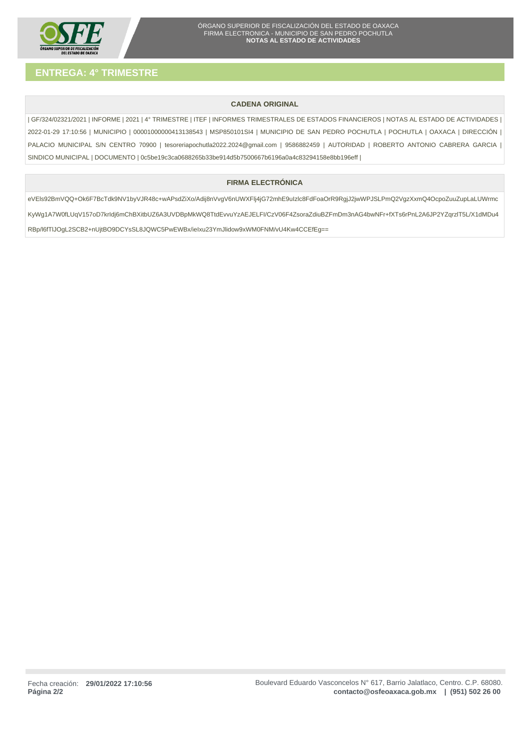ÓRGANO SUPERIOR DE FISCALIZACIÓN DEL ESTADO DE OAXACA
FIRMA ELECTRONICA - MUNICIPIO DE SAN PEDRO POCHUTLA
**NOTAS AL ESTADO DE ACTIVIDADES**

## ENTREGA: 4° TRIMESTRE

### CADENA ORIGINAL

| GF/324/02321/2021 | INFORME | 2021 | 4° TRIMESTRE | ITEF | INFORMES TRIMESTRALES DE ESTADOS FINANCIEROS | NOTAS AL ESTADO DE ACTIVIDADES | 2022-01-29 17:10:56 | MUNICIPIO | 00001000000413138543 | MSP850101SI4 | MUNICIPIO DE SAN PEDRO POCHUTLA | POCHUTLA | OAXACA | DIRECCIÓN | PALACIO MUNICIPAL S/N CENTRO 70900 | tesoreriapochutla2022.2024@gmail.com | 9586882459 | AUTORIDAD | ROBERTO ANTONIO CABRERA GARCIA | SINDICO MUNICIPAL | DOCUMENTO | 0c5be19c3ca0688265b33be914d5b7500667b6196a0a4c83294158e8bb196eff |

### FIRMA ELECTRÓNICA

eVEls92BmVQQ+Ok6F7BcTdk9NV1byVJR48c+wAPsdZiXo/Adij8nVvgV6nUWXFlj4jG72mhE9ulzlc8FdFoaOrR9RgjJ2jwWPJSLPmQ2VgzXxmQ4OcpoZuuZupLaLUWrmcKyWg1A7W0fLUqV157oD7krldj6mChBXitbUZ6A3UVDBpMkWQ8TtdEvvuYzAEJELFI/CzV06F4ZsoraZdiuBZFmDm3nAG4bwNFr+fXTs6rPnL2A6JP2YZqrzlT5L/X1dMDu4RBp/l6fTlJOgL2SCB2+nUjtBO9DCYsSL8JQWC5PwEWBx/ieIxu23YmJlidow9xWM0FNM/vU4Kw4CCEfEg==

Fecha creación: **29/01/2022 17:10:56**

Boulevard Eduardo Vasconcelos N° 617, Barrio Jalatlaco, Centro. C.P. 68080.
**contacto@osfeoaxaca.gob.mx | (951) 502 26 00**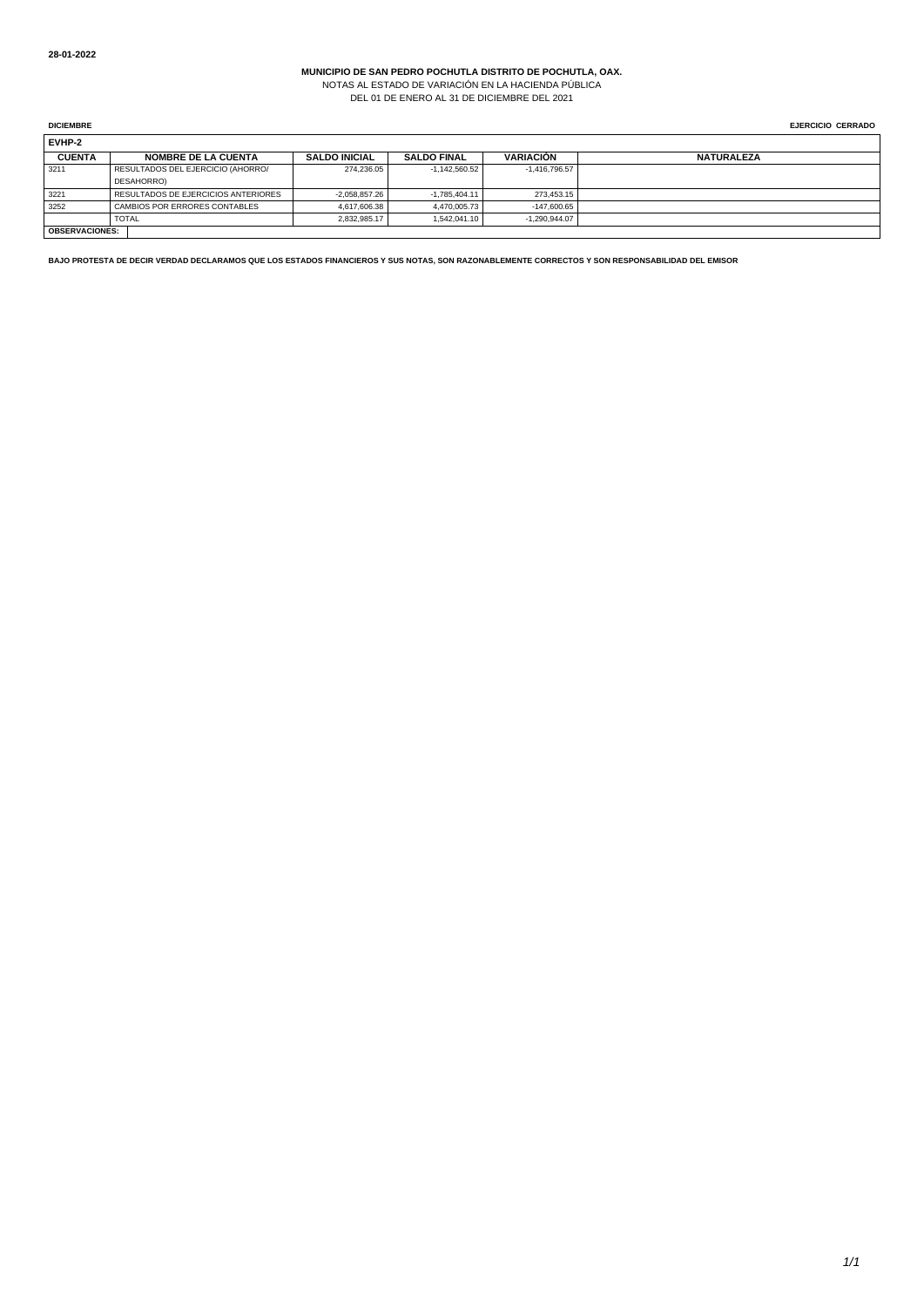28-01-2022

**MUNICIPIO DE SAN PEDRO POCHUTLA DISTRITO DE POCHUTLA, OAX.**

NOTAS AL ESTADO DE VARIACIÓN EN LA HACIENDA PÚBLICA

DEL 01 DE ENERO AL 31 DE DICIEMBRE DEL 2021

**DICIEMBRE** **EJERCICIO CERRADO**

**EVHP-2**

| CUENTA | NOMBRE DE LA CUENTA | SALDO INICIAL | SALDO FINAL | VARIACIÓN | NATURALEZA |
|---|---|---|---|---|---|
| 3211 | RESULTADOS DEL EJERCICIO (AHORRO/ DESAHORRO) | 274,236.05 | -1,142,560.52 | -1,416,796.57 | |
| 3221 | RESULTADOS DE EJERCICIOS ANTERIORES | -2,058,857.26 | -1,785,404.11 | 273,453.15 | |
| 3252 | CAMBIOS POR ERRORES CONTABLES | 4,617,606.38 | 4,470,005.73 | -147,600.65 | |
| | TOTAL | 2,832,985.17 | 1,542,041.10 | -1,290,944.07 | |

**OBSERVACIONES:**

**BAJO PROTESTA DE DECIR VERDAD DECLARAMOS QUE LOS ESTADOS FINANCIEROS Y SUS NOTAS, SON RAZONABLEMENTE CORRECTOS Y SON RESPONSABILIDAD DEL EMISOR**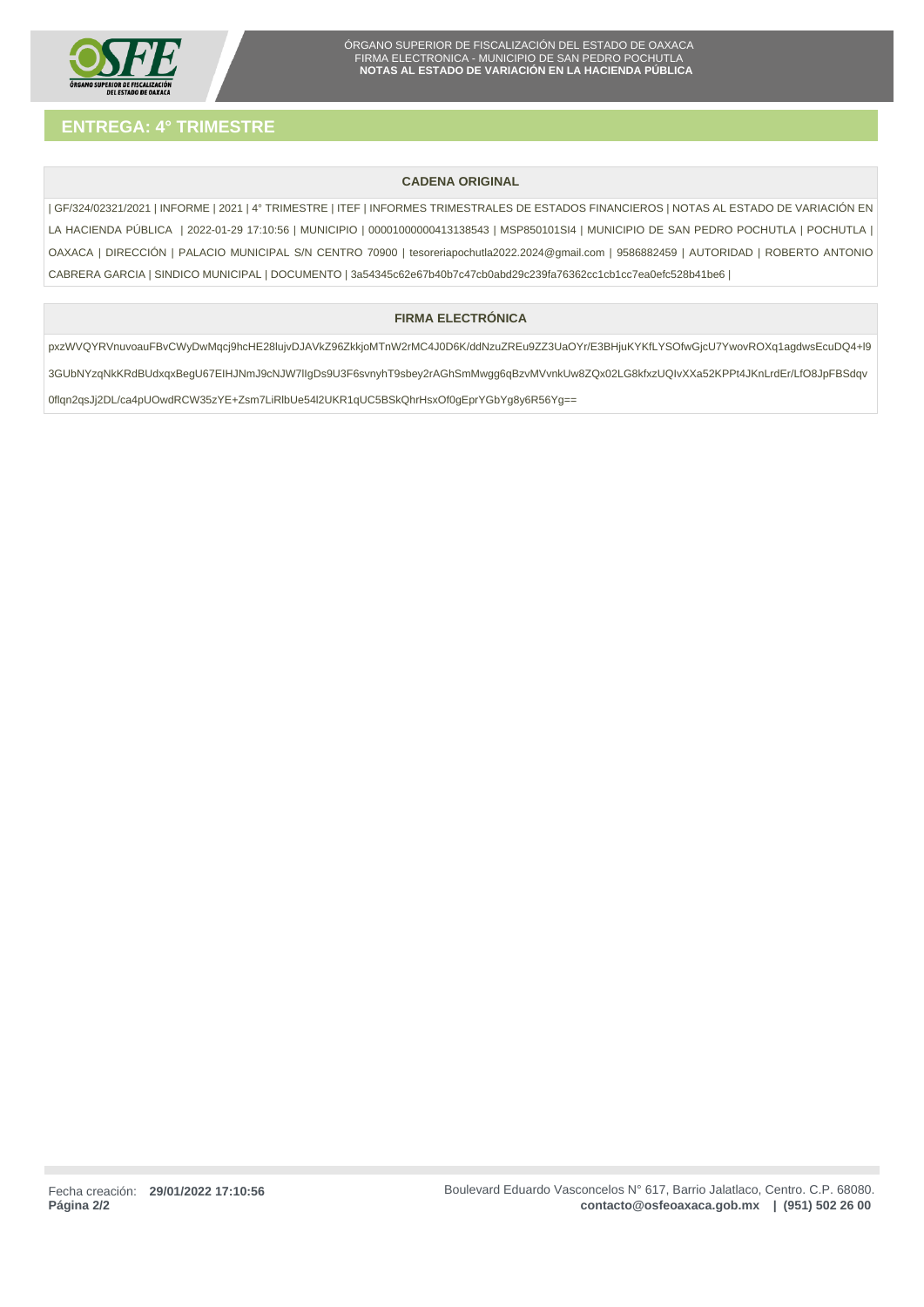ÓRGANO SUPERIOR DE FISCALIZACIÓN DEL ESTADO DE OAXACA
FIRMA ELECTRONICA - MUNICIPIO DE SAN PEDRO POCHUTLA
**NOTAS AL ESTADO DE VARIACIÓN EN LA HACIENDA PÚBLICA**

## ENTREGA: 4° TRIMESTRE

### CADENA ORIGINAL

| GF/324/02321/2021 | INFORME | 2021 | 4° TRIMESTRE | ITEF | INFORMES TRIMESTRALES DE ESTADOS FINANCIEROS | NOTAS AL ESTADO DE VARIACIÓN EN LA HACIENDA PÚBLICA | 2022-01-29 17:10:56 | MUNICIPIO | 00001000000413138543 | MSP850101SI4 | MUNICIPIO DE SAN PEDRO POCHUTLA | POCHUTLA | OAXACA | DIRECCIÓN | PALACIO MUNICIPAL S/N CENTRO 70900 | tesoreriapochutla2022.2024@gmail.com | 9586882459 | AUTORIDAD | ROBERTO ANTONIO CABRERA GARCIA | SINDICO MUNICIPAL | DOCUMENTO | 3a54345c62e67b40b7c47cb0abd29c239fa76362cc1cb1cc7ea0efc528b41be6 |

### FIRMA ELECTRÓNICA

pxzWVQYRVnuvoauFBvCWyDwMqcj9hcHE28lujvDJAVkZ96ZkkjoMTnW2rMC4J0D6K/ddNzuZREu9ZZ3UaOYr/E3BHjuKYKfLYSOfwGjcU7YwovROXq1agdwsEcuDQ4+l93GUbNYzqNkKRdBUdxqxBegU67EIHJNmJ9cNJW7lIgDs9U3F6svnyhT9sbey2rAGhSmMwgg6qBzvMVvnkUw8ZQx02LG8kfxzUQIvXXa52KPPt4JKnLrdEr/LfO8JpFBSdqv0flqn2qsJj2DL/ca4pUOwdRCW35zYE+Zsm7LiRlbUe54l2UKR1qUC5BSkQhrHsxOf0gEprYGbYg8y6R56Yg==

Fecha creación: **29/01/2022 17:10:56**

Boulevard Eduardo Vasconcelos N° 617, Barrio Jalatlaco, Centro. C.P. 68080.
**contacto@osfeoaxaca.gob.mx | (951) 502 26 00**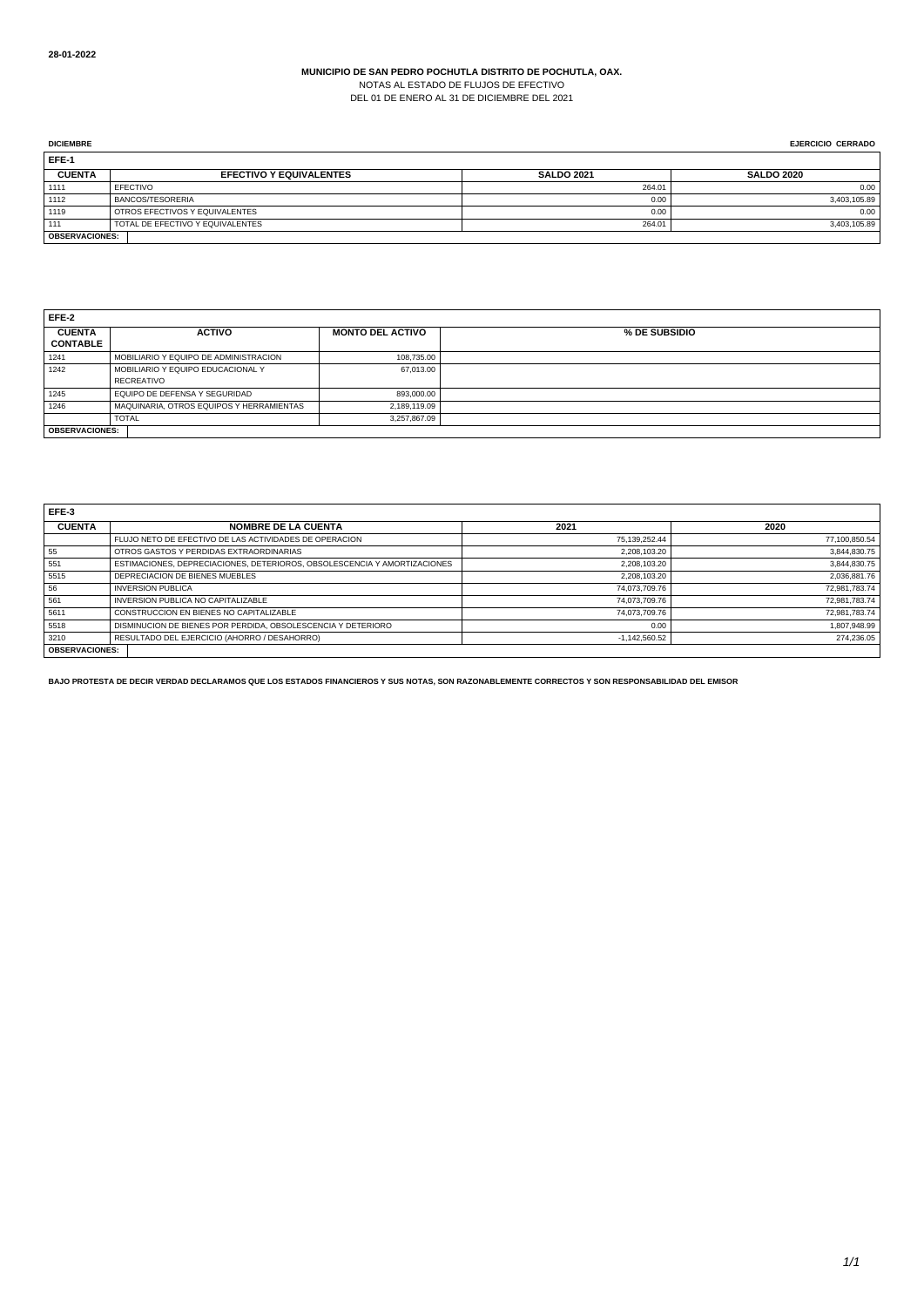28-01-2022

**MUNICIPIO DE SAN PEDRO POCHUTLA DISTRITO DE POCHUTLA, OAX.**
NOTAS AL ESTADO DE FLUJOS DE EFECTIVO
DEL 01 DE ENERO AL 31 DE DICIEMBRE DEL 2021

**DICIEMBRE** **EJERCICIO CERRADO**

**EFE-1**

| CUENTA | EFECTIVO Y EQUIVALENTES | SALDO 2021 | SALDO 2020 |
|---|---|---|---|
| 1111 | EFECTIVO | 264.01 | 0.00 |
| 1112 | BANCOS/TESORERIA | 0.00 | 3,403,105.89 |
| 1119 | OTROS EFECTIVOS Y EQUIVALENTES | 0.00 | 0.00 |
| 111 | TOTAL DE EFECTIVO Y EQUIVALENTES | 264.01 | 3,403,105.89 |
| OBSERVACIONES: | | | |

**EFE-2**

| CUENTA CONTABLE | ACTIVO | MONTO DEL ACTIVO | % DE SUBSIDIO |
|---|---|---|---|
| 1241 | MOBILIARIO Y EQUIPO DE ADMINISTRACION | 108,735.00 | |
| 1242 | MOBILIARIO Y EQUIPO EDUCACIONAL Y RECREATIVO | 67,013.00 | |
| 1245 | EQUIPO DE DEFENSA Y SEGURIDAD | 893,000.00 | |
| 1246 | MAQUINARIA, OTROS EQUIPOS Y HERRAMIENTAS | 2,189,119.09 | |
| | TOTAL | 3,257,867.09 | |
| OBSERVACIONES: | | | |

**EFE-3**

| CUENTA | NOMBRE DE LA CUENTA | 2021 | 2020 |
|---|---|---|---|
| | FLUJO NETO DE EFECTIVO DE LAS ACTIVIDADES DE OPERACION | 75,139,252.44 | 77,100,850.54 |
| 55 | OTROS GASTOS Y PERDIDAS EXTRAORDINARIAS | 2,208,103.20 | 3,844,830.75 |
| 551 | ESTIMACIONES, DEPRECIACIONES, DETERIOROS, OBSOLESCENCIA Y AMORTIZACIONES | 2,208,103.20 | 3,844,830.75 |
| 5515 | DEPRECIACION DE BIENES MUEBLES | 2,208,103.20 | 2,036,881.76 |
| 56 | INVERSION PUBLICA | 74,073,709.76 | 72,981,783.74 |
| 561 | INVERSION PUBLICA NO CAPITALIZABLE | 74,073,709.76 | 72,981,783.74 |
| 5611 | CONSTRUCCION EN BIENES NO CAPITALIZABLE | 74,073,709.76 | 72,981,783.74 |
| 5518 | DISMINUCION DE BIENES POR PERDIDA, OBSOLESCENCIA Y DETERIORO | 0.00 | 1,807,948.99 |
| 3210 | RESULTADO DEL EJERCICIO (AHORRO / DESAHORRO) | -1,142,560.52 | 274,236.05 |
| OBSERVACIONES: | | | |

**BAJO PROTESTA DE DECIR VERDAD DECLARAMOS QUE LOS ESTADOS FINANCIEROS Y SUS NOTAS, SON RAZONABLEMENTE CORRECTOS Y SON RESPONSABILIDAD DEL EMISOR**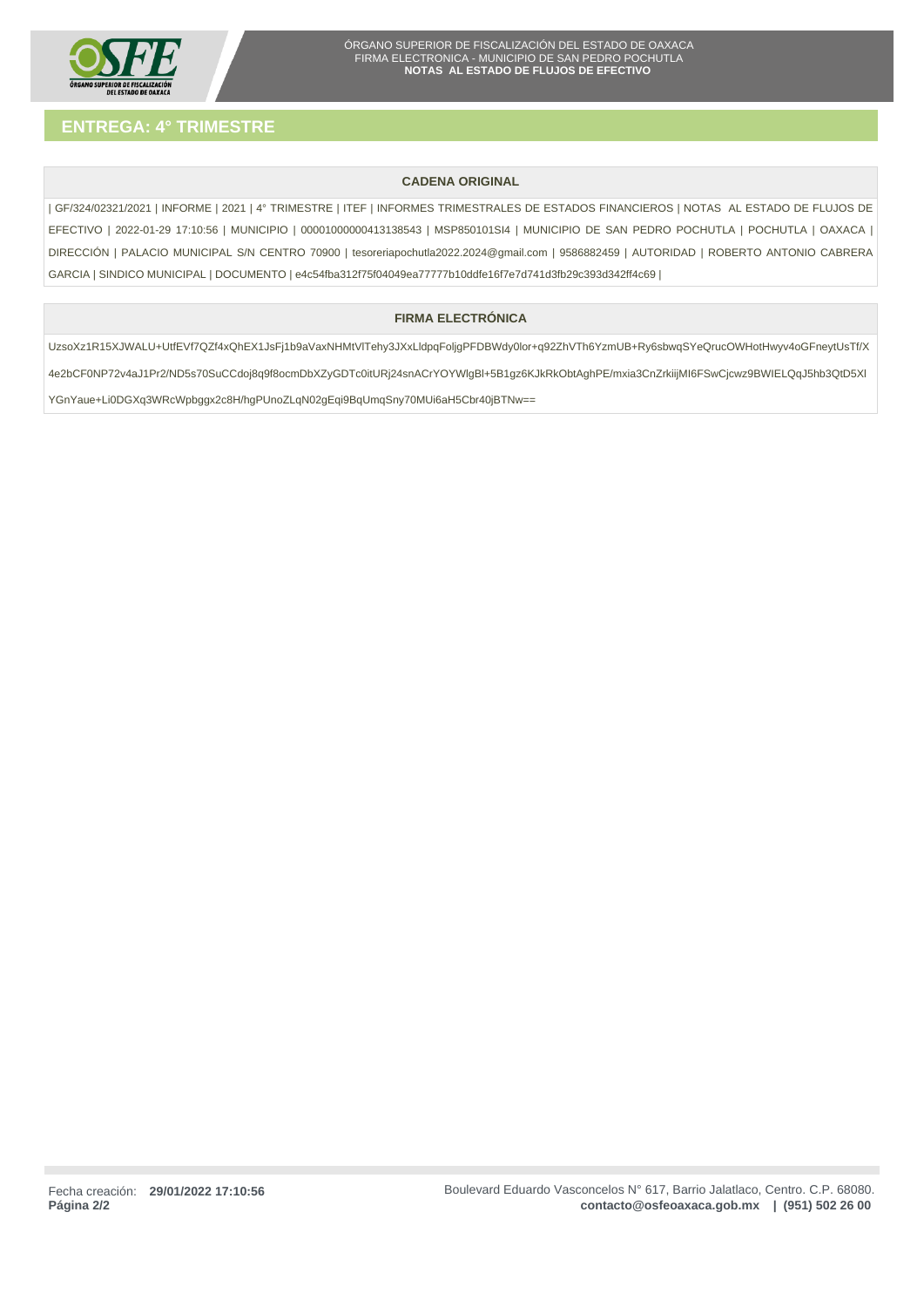## ENTREGA: 4° TRIMESTRE

### CADENA ORIGINAL

| GF/324/02321/2021 | INFORME | 2021 | 4° TRIMESTRE | ITEF | INFORMES TRIMESTRALES DE ESTADOS FINANCIEROS | NOTAS AL ESTADO DE FLUJOS DE EFECTIVO | 2022-01-29 17:10:56 | MUNICIPIO | 00001000000413138543 | MSP850101SI4 | MUNICIPIO DE SAN PEDRO POCHUTLA | POCHUTLA | OAXACA | DIRECCIÓN | PALACIO MUNICIPAL S/N CENTRO 70900 | tesoreriapochutla2022.2024@gmail.com | 9586882459 | AUTORIDAD | ROBERTO ANTONIO CABRERA GARCIA | SINDICO MUNICIPAL | DOCUMENTO | e4c54fba312f75f04049ea77777b10ddfe16f7e7d741d3fb29c393d342ff4c69 |

### FIRMA ELECTRÓNICA

UzsoXz1R15XJWALU+UtfEVf7QZf4xQhEX1JsFj1b9aVaxNHMtVlTehy3JXxLldpqFoljgPFDBWdy0lor+q92ZhVTh6YzmUB+Ry6sbwqSYeQrucOWHotHwyv4oGFneytUsTf/X4e2bCF0NP72v4aJ1Pr2/ND5s70SuCCdoj8q9f8ocmDbXZyGDTc0itURj24snACrYOYWlgBl+5B1gz6KJkRkObtAghPE/mxia3CnZrkiijMI6FSwCjcwz9BWIELQqJ5hb3QtD5XlYGnYaue+Li0DGXq3WRcWpbggx2c8H/hgPUnoZLqN02gEqi9BqUmqSny70MUi6aH5Cbr40jBTNw==

Fecha creación: **29/01/2022 17:10:56**

Boulevard Eduardo Vasconcelos N° 617, Barrio Jalatlaco, Centro. C.P. 68080.
**contacto@osfeoaxaca.gob.mx | (951) 502 26 00**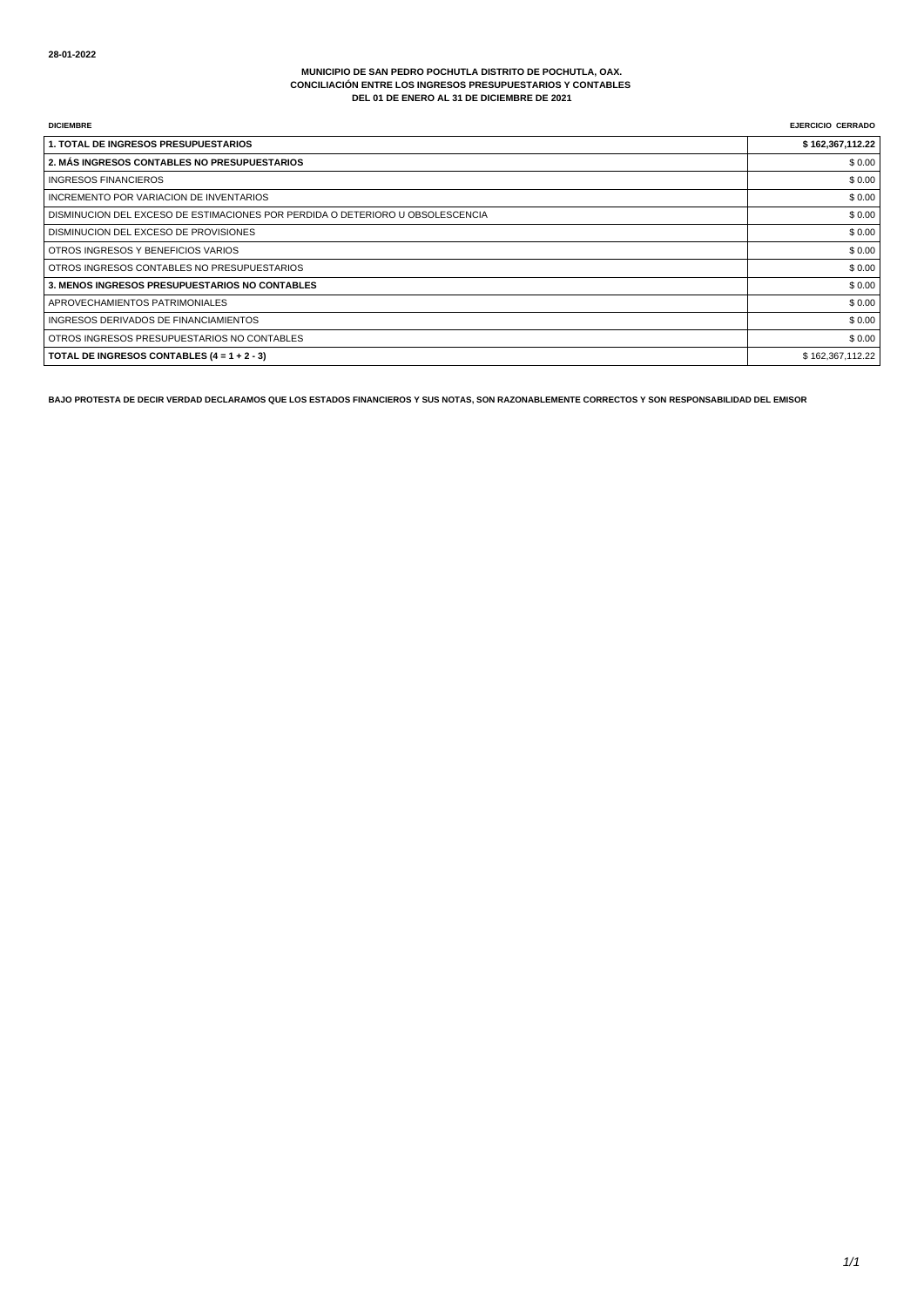28-01-2022

**MUNICIPIO DE SAN PEDRO POCHUTLA DISTRITO DE POCHUTLA, OAX.**
**CONCILIACIÓN ENTRE LOS INGRESOS PRESUPUESTARIOS Y CONTABLES**
**DEL 01 DE ENERO AL 31 DE DICIEMBRE DE 2021**

| **DICIEMBRE** | **EJERCICIO CERRADO** |
|---|---|
| **1. TOTAL DE INGRESOS PRESUPUESTARIOS** | **$ 162,367,112.22** |
| **2. MÁS INGRESOS CONTABLES NO PRESUPUESTARIOS** | $ 0.00 |
| INGRESOS FINANCIEROS | $ 0.00 |
| INCREMENTO POR VARIACION DE INVENTARIOS | $ 0.00 |
| DISMINUCION DEL EXCESO DE ESTIMACIONES POR PERDIDA O DETERIORO U OBSOLESCENCIA | $ 0.00 |
| DISMINUCION DEL EXCESO DE PROVISIONES | $ 0.00 |
| OTROS INGRESOS Y BENEFICIOS VARIOS | $ 0.00 |
| OTROS INGRESOS CONTABLES NO PRESUPUESTARIOS | $ 0.00 |
| **3. MENOS INGRESOS PRESUPUESTARIOS NO CONTABLES** | $ 0.00 |
| APROVECHAMIENTOS PATRIMONIALES | $ 0.00 |
| INGRESOS DERIVADOS DE FINANCIAMIENTOS | $ 0.00 |
| OTROS INGRESOS PRESUPUESTARIOS NO CONTABLES | $ 0.00 |
| **TOTAL DE INGRESOS CONTABLES (4 = 1 + 2 - 3)** | $ 162,367,112.22 |

**BAJO PROTESTA DE DECIR VERDAD DECLARAMOS QUE LOS ESTADOS FINANCIEROS Y SUS NOTAS, SON RAZONABLEMENTE CORRECTOS Y SON RESPONSABILIDAD DEL EMISOR**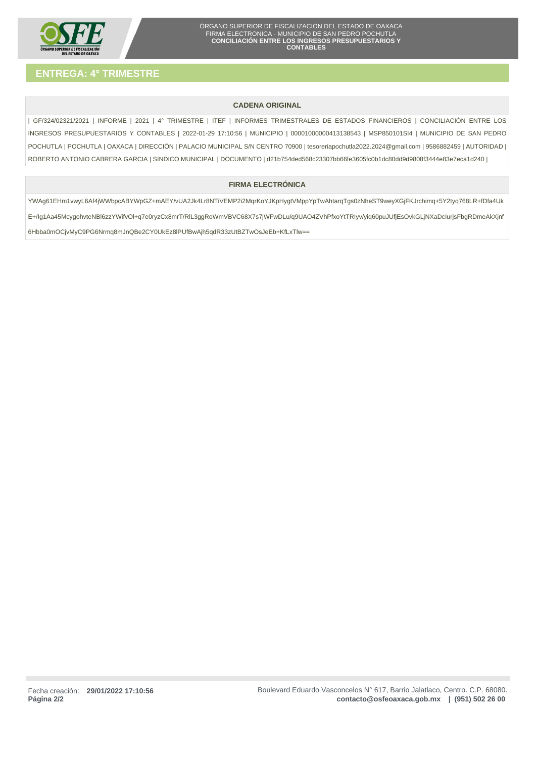## ENTREGA: 4° TRIMESTRE

### CADENA ORIGINAL

| GF/324/02321/2021 | INFORME | 2021 | 4° TRIMESTRE | ITEF | INFORMES TRIMESTRALES DE ESTADOS FINANCIEROS | CONCILIACIÓN ENTRE LOS INGRESOS PRESUPUESTARIOS Y CONTABLES | 2022-01-29 17:10:56 | MUNICIPIO | 00001000000413138543 | MSP850101SI4 | MUNICIPIO DE SAN PEDRO POCHUTLA | POCHUTLA | OAXACA | DIRECCIÓN | PALACIO MUNICIPAL S/N CENTRO 70900 | tesoreriapochutla2022.2024@gmail.com | 9586882459 | AUTORIDAD | ROBERTO ANTONIO CABRERA GARCIA | SINDICO MUNICIPAL | DOCUMENTO | d21b754ded568c23307bb66fe3605fc0b1dc80dd9d9808f3444e83e7eca1d240 |

### FIRMA ELECTRÓNICA

YWAg61EHm1vwyL6Af4jWWbpcABYWpGZ+mAEY/vUA2Jk4Lr8NTiVEMP2i2MqrKoYJKpHygtVMppYpTwAhtarqTgs0zNheST9weyXGjFKJrchimq+5Y2tyq768LR+fDfa4UkE+/Ig1Aa45McygohvteNBl6zzYWifvOI+q7e0ryzCx8mrT/RlL3ggRoWmVBVC68X7s7jWFwDLu/q9UAO4ZVhPfxoYtTRIyv/yiq60puJUfjEsOvkGLjNXaDclurjsFbgRDmeAkXjnf6Hbba0mOCjvMyC9PG6Nrmq8mJnQBe2CY0UkEz8lPUfBwAjh5qdR33zUtBZTwOsJeEb+KfLxTlw==

Fecha creación: **29/01/2022 17:10:56**

Boulevard Eduardo Vasconcelos N° 617, Barrio Jalatlaco, Centro. C.P. 68080.
**contacto@osfeoaxaca.gob.mx | (951) 502 26 00**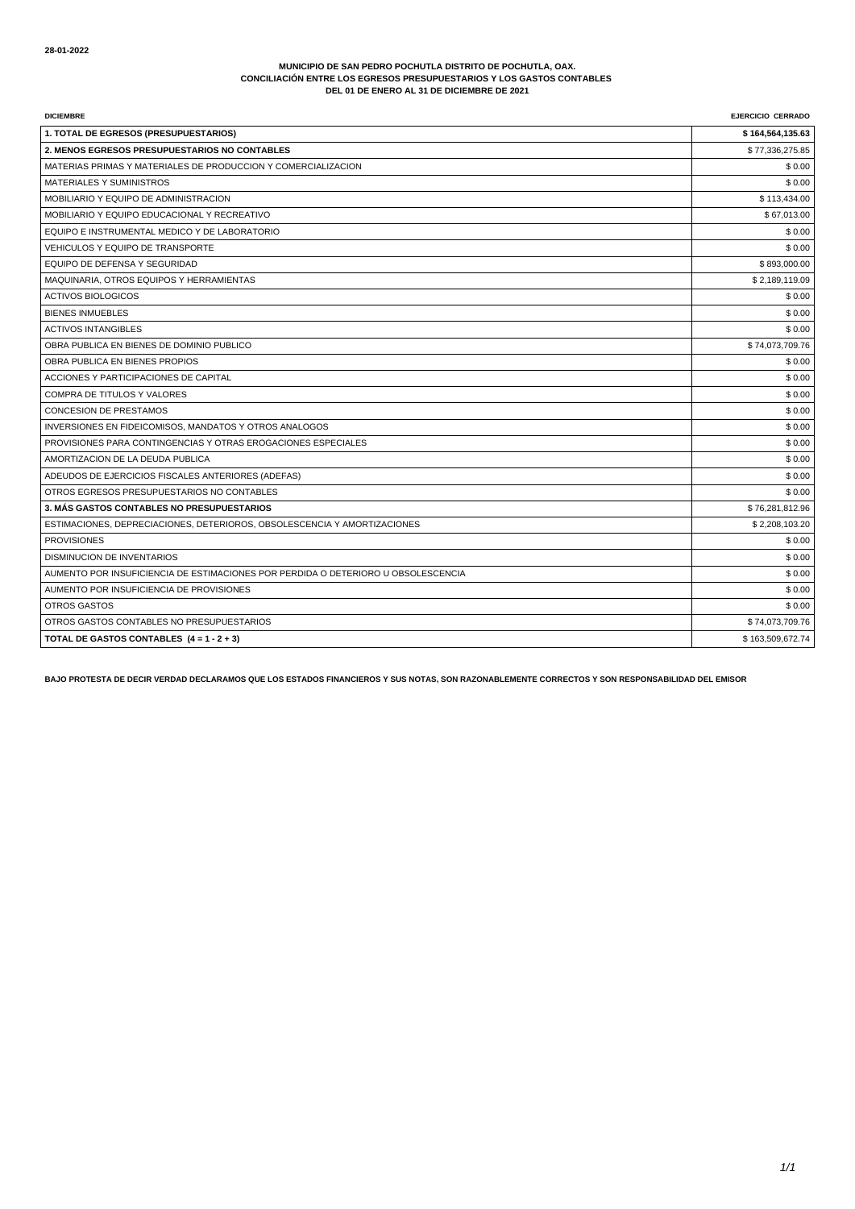28-01-2022

**MUNICIPIO DE SAN PEDRO POCHUTLA DISTRITO DE POCHUTLA, OAX.**
**CONCILIACIÓN ENTRE LOS EGRESOS PRESUPUESTARIOS Y LOS GASTOS CONTABLES**
**DEL 01 DE ENERO AL 31 DE DICIEMBRE DE 2021**

| DICIEMBRE | EJERCICIO CERRADO |
|---|---|
| **1. TOTAL DE EGRESOS (PRESUPUESTARIOS)** | **$ 164,564,135.63** |
| **2. MENOS EGRESOS PRESUPUESTARIOS NO CONTABLES** | $ 77,336,275.85 |
| MATERIAS PRIMAS Y MATERIALES DE PRODUCCION Y COMERCIALIZACION | $ 0.00 |
| MATERIALES Y SUMINISTROS | $ 0.00 |
| MOBILIARIO Y EQUIPO DE ADMINISTRACION | $ 113,434.00 |
| MOBILIARIO Y EQUIPO EDUCACIONAL Y RECREATIVO | $ 67,013.00 |
| EQUIPO E INSTRUMENTAL MEDICO Y DE LABORATORIO | $ 0.00 |
| VEHICULOS Y EQUIPO DE TRANSPORTE | $ 0.00 |
| EQUIPO DE DEFENSA Y SEGURIDAD | $ 893,000.00 |
| MAQUINARIA, OTROS EQUIPOS Y HERRAMIENTAS | $ 2,189,119.09 |
| ACTIVOS BIOLOGICOS | $ 0.00 |
| BIENES INMUEBLES | $ 0.00 |
| ACTIVOS INTANGIBLES | $ 0.00 |
| OBRA PUBLICA EN BIENES DE DOMINIO PUBLICO | $ 74,073,709.76 |
| OBRA PUBLICA EN BIENES PROPIOS | $ 0.00 |
| ACCIONES Y PARTICIPACIONES DE CAPITAL | $ 0.00 |
| COMPRA DE TITULOS Y VALORES | $ 0.00 |
| CONCESION DE PRESTAMOS | $ 0.00 |
| INVERSIONES EN FIDEICOMISOS, MANDATOS Y OTROS ANALOGOS | $ 0.00 |
| PROVISIONES PARA CONTINGENCIAS Y OTRAS EROGACIONES ESPECIALES | $ 0.00 |
| AMORTIZACION DE LA DEUDA PUBLICA | $ 0.00 |
| ADEUDOS DE EJERCICIOS FISCALES ANTERIORES (ADEFAS) | $ 0.00 |
| OTROS EGRESOS PRESUPUESTARIOS NO CONTABLES | $ 0.00 |
| **3. MÁS GASTOS CONTABLES NO PRESUPUESTARIOS** | $ 76,281,812.96 |
| ESTIMACIONES, DEPRECIACIONES, DETERIOROS, OBSOLESCENCIA Y AMORTIZACIONES | $ 2,208,103.20 |
| PROVISIONES | $ 0.00 |
| DISMINUCION DE INVENTARIOS | $ 0.00 |
| AUMENTO POR INSUFICIENCIA DE ESTIMACIONES POR PERDIDA O DETERIORO U OBSOLESCENCIA | $ 0.00 |
| AUMENTO POR INSUFICIENCIA DE PROVISIONES | $ 0.00 |
| OTROS GASTOS | $ 0.00 |
| OTROS GASTOS CONTABLES NO PRESUPUESTARIOS | $ 74,073,709.76 |
| **TOTAL DE GASTOS CONTABLES (4 = 1 - 2 + 3)** | $ 163,509,672.74 |

**BAJO PROTESTA DE DECIR VERDAD DECLARAMOS QUE LOS ESTADOS FINANCIEROS Y SUS NOTAS, SON RAZONABLEMENTE CORRECTOS Y SON RESPONSABILIDAD DEL EMISOR**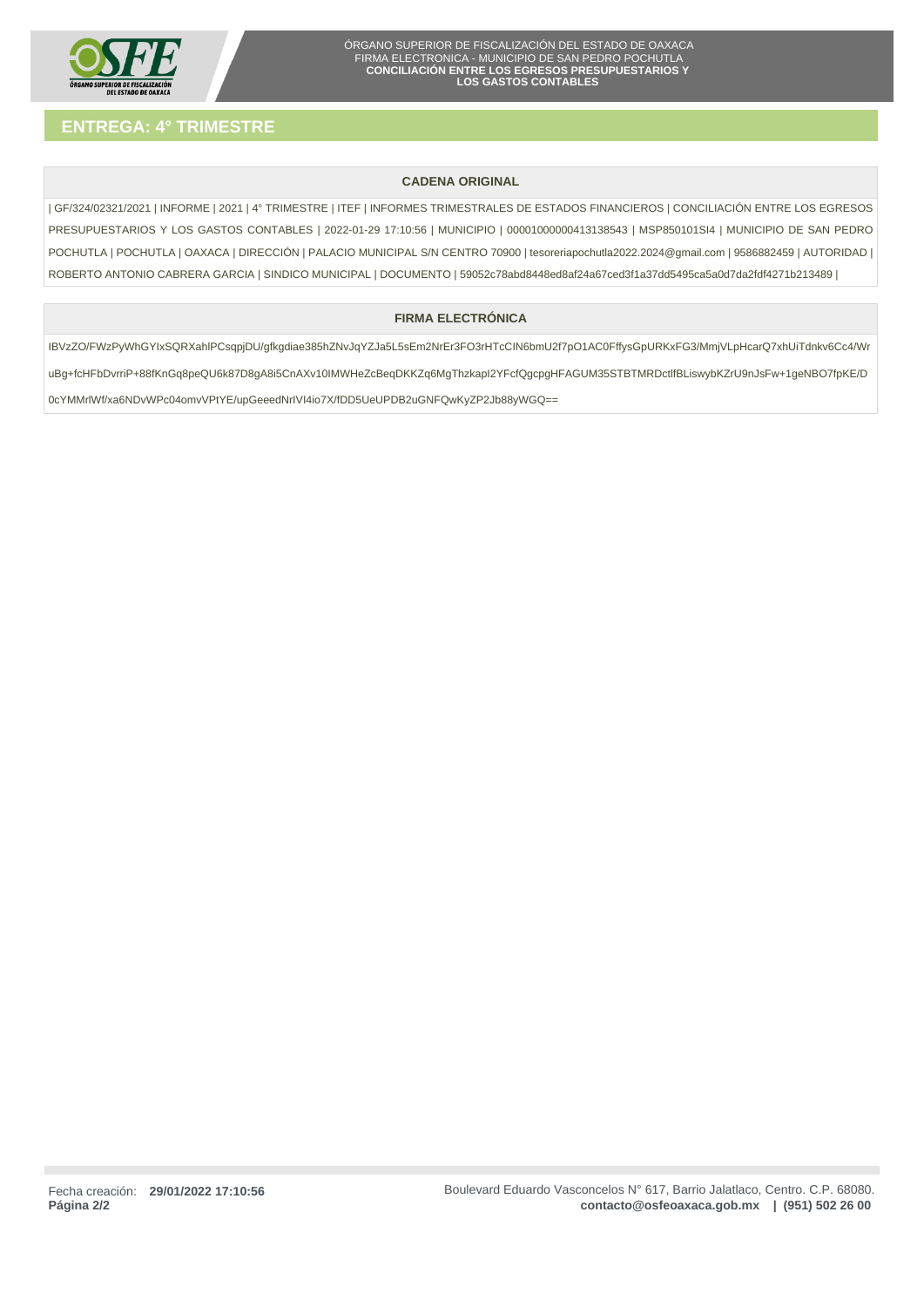## ENTREGA: 4° TRIMESTRE

### CADENA ORIGINAL

| GF/324/02321/2021 | INFORME | 2021 | 4° TRIMESTRE | ITEF | INFORMES TRIMESTRALES DE ESTADOS FINANCIEROS | CONCILIACIÓN ENTRE LOS EGRESOS PRESUPUESTARIOS Y LOS GASTOS CONTABLES | 2022-01-29 17:10:56 | MUNICIPIO | 00001000000413138543 | MSP850101SI4 | MUNICIPIO DE SAN PEDRO POCHUTLA | POCHUTLA | OAXACA | DIRECCIÓN | PALACIO MUNICIPAL S/N CENTRO 70900 | tesoreriapochutla2022.2024@gmail.com | 9586882459 | AUTORIDAD | ROBERTO ANTONIO CABRERA GARCIA | SINDICO MUNICIPAL | DOCUMENTO | 59052c78abd8448ed8af24a67ced3f1a37dd5495ca5a0d7da2fdf4271b213489 |

### FIRMA ELECTRÓNICA

IBVzZO/FWzPyWhGYIxSQRXahlPCsqpjDU/gfkgdiae385hZNvJqYZJa5L5sEm2NrEr3FO3rHTcCIN6bmU2f7pO1AC0FffysGpURKxFG3/MmjVLpHcarQ7xhUiTdnkv6Cc4/WruBg+fcHFbDvrriP+88fKnGq8peQU6k87D8gA8i5CnAXv10IMWHeZcBeqDKKZq6MgThzkapI2YFcfQgcpgHFAGUM35STBTMRDctlfBLiswybKZrU9nJsFw+1geNBO7fpKE/D0cYMMrlWf/xa6NDvWPc04omvVPtYE/upGeeedNrIVI4io7X/fDD5UeUPDB2uGNFQwKyZP2Jb88yWGQ==

Fecha creación: **29/01/2022 17:10:56**

Boulevard Eduardo Vasconcelos N° 617, Barrio Jalatlaco, Centro. C.P. 68080.
**contacto@osfeoaxaca.gob.mx | (951) 502 26 00**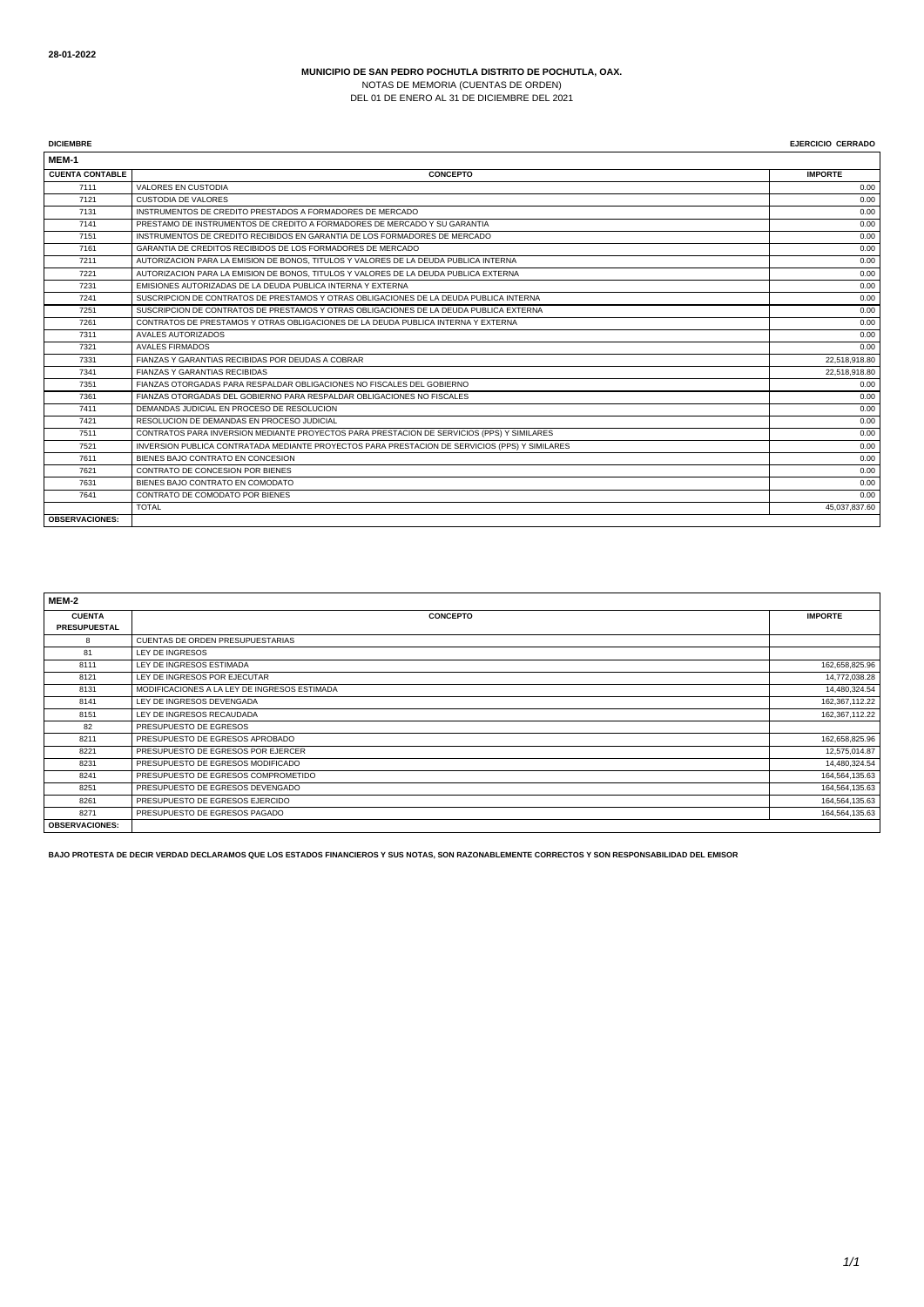28-01-2022

**MUNICIPIO DE SAN PEDRO POCHUTLA DISTRITO DE POCHUTLA, OAX.**
NOTAS DE MEMORIA (CUENTAS DE ORDEN)
DEL 01 DE ENERO AL 31 DE DICIEMBRE DEL 2021

**DICIEMBRE** **EJERCICIO CERRADO**

**MEM-1**

| CUENTA CONTABLE | CONCEPTO | IMPORTE |
|---|---|---|
| 7111 | VALORES EN CUSTODIA | 0.00 |
| 7121 | CUSTODIA DE VALORES | 0.00 |
| 7131 | INSTRUMENTOS DE CREDITO PRESTADOS A FORMADORES DE MERCADO | 0.00 |
| 7141 | PRESTAMO DE INSTRUMENTOS DE CREDITO A FORMADORES DE MERCADO Y SU GARANTIA | 0.00 |
| 7151 | INSTRUMENTOS DE CREDITO RECIBIDOS EN GARANTIA DE LOS FORMADORES DE MERCADO | 0.00 |
| 7161 | GARANTIA DE CREDITOS RECIBIDOS DE LOS FORMADORES DE MERCADO | 0.00 |
| 7211 | AUTORIZACION PARA LA EMISION DE BONOS, TITULOS Y VALORES DE LA DEUDA PUBLICA INTERNA | 0.00 |
| 7221 | AUTORIZACION PARA LA EMISION DE BONOS, TITULOS Y VALORES DE LA DEUDA PUBLICA EXTERNA | 0.00 |
| 7231 | EMISIONES AUTORIZADAS DE LA DEUDA PUBLICA INTERNA Y EXTERNA | 0.00 |
| 7241 | SUSCRIPCION DE CONTRATOS DE PRESTAMOS Y OTRAS OBLIGACIONES DE LA DEUDA PUBLICA INTERNA | 0.00 |
| 7251 | SUSCRIPCION DE CONTRATOS DE PRESTAMOS Y OTRAS OBLIGACIONES DE LA DEUDA PUBLICA EXTERNA | 0.00 |
| 7261 | CONTRATOS DE PRESTAMOS Y OTRAS OBLIGACIONES DE LA DEUDA PUBLICA INTERNA Y EXTERNA | 0.00 |
| 7311 | AVALES AUTORIZADOS | 0.00 |
| 7321 | AVALES FIRMADOS | 0.00 |
| 7331 | FIANZAS Y GARANTIAS RECIBIDAS POR DEUDAS A COBRAR | 22,518,918.80 |
| 7341 | FIANZAS Y GARANTIAS RECIBIDAS | 22,518,918.80 |
| 7351 | FIANZAS OTORGADAS PARA RESPALDAR OBLIGACIONES NO FISCALES DEL GOBIERNO | 0.00 |
| 7361 | FIANZAS OTORGADAS DEL GOBIERNO PARA RESPALDAR OBLIGACIONES NO FISCALES | 0.00 |
| 7411 | DEMANDAS JUDICIAL EN PROCESO DE RESOLUCION | 0.00 |
| 7421 | RESOLUCION DE DEMANDAS EN PROCESO JUDICIAL | 0.00 |
| 7511 | CONTRATOS PARA INVERSION MEDIANTE PROYECTOS PARA PRESTACION DE SERVICIOS (PPS) Y SIMILARES | 0.00 |
| 7521 | INVERSION PUBLICA CONTRATADA MEDIANTE PROYECTOS PARA PRESTACION DE SERVICIOS (PPS) Y SIMILARES | 0.00 |
| 7611 | BIENES BAJO CONTRATO EN CONCESION | 0.00 |
| 7621 | CONTRATO DE CONCESION POR BIENES | 0.00 |
| 7631 | BIENES BAJO CONTRATO EN COMODATO | 0.00 |
| 7641 | CONTRATO DE COMODATO POR BIENES | 0.00 |
| | TOTAL | 45,037,837.60 |
| **OBSERVACIONES:** | | |

**MEM-2**

| CUENTA PRESUPUESTAL | CONCEPTO | IMPORTE |
|---|---|---|
| 8 | CUENTAS DE ORDEN PRESUPUESTARIAS | |
| 81 | LEY DE INGRESOS | |
| 8111 | LEY DE INGRESOS ESTIMADA | 162,658,825.96 |
| 8121 | LEY DE INGRESOS POR EJECUTAR | 14,772,038.28 |
| 8131 | MODIFICACIONES A LA LEY DE INGRESOS ESTIMADA | 14,480,324.54 |
| 8141 | LEY DE INGRESOS DEVENGADA | 162,367,112.22 |
| 8151 | LEY DE INGRESOS RECAUDADA | 162,367,112.22 |
| 82 | PRESUPUESTO DE EGRESOS | |
| 8211 | PRESUPUESTO DE EGRESOS APROBADO | 162,658,825.96 |
| 8221 | PRESUPUESTO DE EGRESOS POR EJERCER | 12,575,014.87 |
| 8231 | PRESUPUESTO DE EGRESOS MODIFICADO | 14,480,324.54 |
| 8241 | PRESUPUESTO DE EGRESOS COMPROMETIDO | 164,564,135.63 |
| 8251 | PRESUPUESTO DE EGRESOS DEVENGADO | 164,564,135.63 |
| 8261 | PRESUPUESTO DE EGRESOS EJERCIDO | 164,564,135.63 |
| 8271 | PRESUPUESTO DE EGRESOS PAGADO | 164,564,135.63 |
| **OBSERVACIONES:** | | |

**BAJO PROTESTA DE DECIR VERDAD DECLARAMOS QUE LOS ESTADOS FINANCIEROS Y SUS NOTAS, SON RAZONABLEMENTE CORRECTOS Y SON RESPONSABILIDAD DEL EMISOR**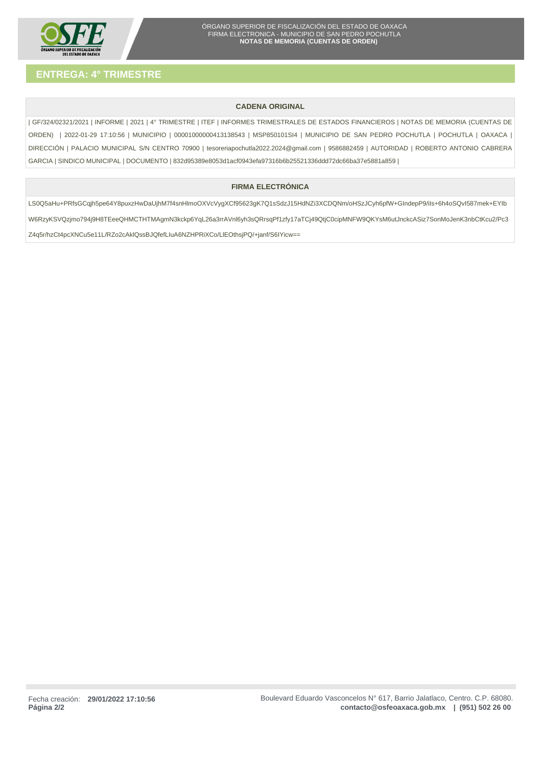## ENTREGA: 4° TRIMESTRE

### CADENA ORIGINAL

| GF/324/02321/2021 | INFORME | 2021 | 4° TRIMESTRE | ITEF | INFORMES TRIMESTRALES DE ESTADOS FINANCIEROS | NOTAS DE MEMORIA (CUENTAS DE ORDEN) | 2022-01-29 17:10:56 | MUNICIPIO | 00001000000413138543 | MSP850101SI4 | MUNICIPIO DE SAN PEDRO POCHUTLA | POCHUTLA | OAXACA | DIRECCIÓN | PALACIO MUNICIPAL S/N CENTRO 70900 | tesoreriapochutla2022.2024@gmail.com | 9586882459 | AUTORIDAD | ROBERTO ANTONIO CABRERA GARCIA | SINDICO MUNICIPAL | DOCUMENTO | 832d95389e8053d1acf0943efa97316b6b25521336ddd72dc66ba37e5881a859 |

### FIRMA ELECTRÓNICA

LS0Q5aHu+PRfsGCqjh5pe64Y8puxzHwDaUjhM7f4snHlmoOXVcVygXCf95623gK7Q1sSdzJ15HdNZi3XCDQNm/oHSzJCyh6pfW+GIndepP9/iIs+6h4oSQvI587mek+EYIb W6RzyKSVQzjmo794j9H8TEeeQHMCTHTMAgmN3kckp6YqL26a3rrAVnl6yh3sQRrsqPf1zfy17aTCj49QtjC0cipMNFW9QKYsM6utJnckcASiz7SonMoJenK3nbCtKcu2/Pc3 Z4q5r/hzCt4pcXNCu5e11L/RZo2cAklQssBJQfefLIuA6NZHPRiXCo/LlEOthsjPQ/+janf/S6IYicw==

Fecha creación: **29/01/2022 17:10:56**

Boulevard Eduardo Vasconcelos N° 617, Barrio Jalatlaco, Centro. C.P. 68080.
**contacto@osfeoaxaca.gob.mx | (951) 502 26 00**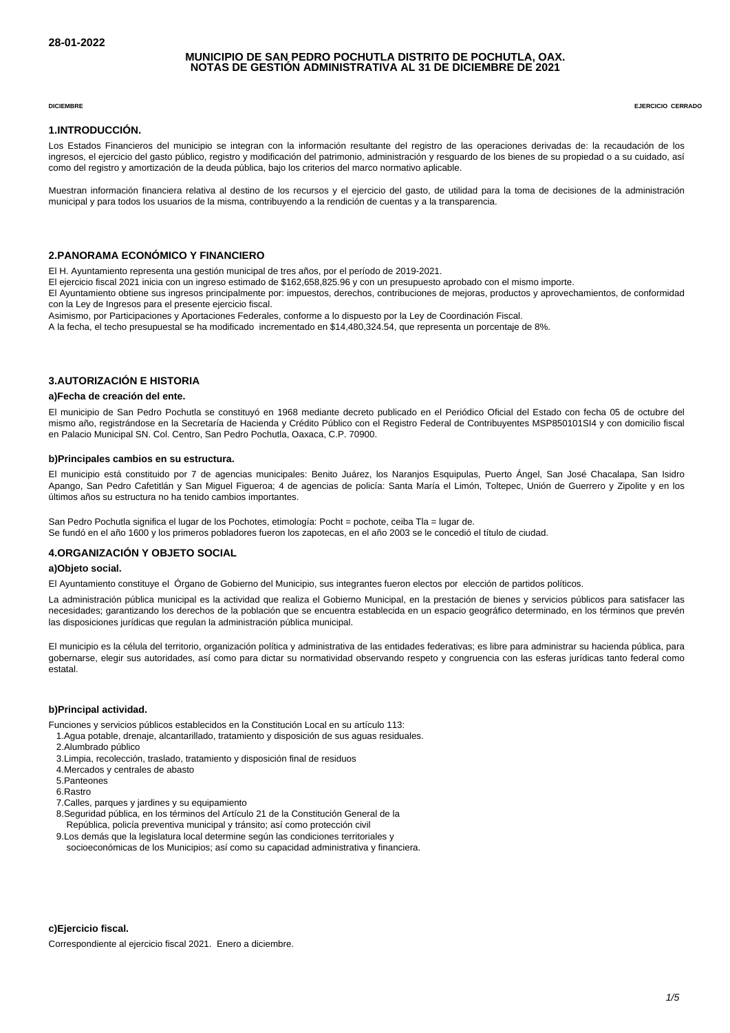28-01-2022

**MUNICIPIO DE SAN PEDRO POCHUTLA DISTRITO DE POCHUTLA, OAX.**
**NOTAS DE GESTIÓN ADMINISTRATIVA AL 31 DE DICIEMBRE DE 2021**

DICIEMBRE — EJERCICIO CERRADO

## 1.INTRODUCCIÓN.

Los Estados Financieros del municipio se integran con la información resultante del registro de las operaciones derivadas de: la recaudación de los ingresos, el ejercicio del gasto público, registro y modificación del patrimonio, administración y resguardo de los bienes de su propiedad o a su cuidado, así como del registro y amortización de la deuda pública, bajo los criterios del marco normativo aplicable.

Muestran información financiera relativa al destino de los recursos y el ejercicio del gasto, de utilidad para la toma de decisiones de la administración municipal y para todos los usuarios de la misma, contribuyendo a la rendición de cuentas y a la transparencia.

## 2.PANORAMA ECONÓMICO Y FINANCIERO

El H. Ayuntamiento representa una gestión municipal de tres años, por el período de 2019-2021.
El ejercicio fiscal 2021 inicia con un ingreso estimado de $162,658,825.96 y con un presupuesto aprobado con el mismo importe.
El Ayuntamiento obtiene sus ingresos principalmente por: impuestos, derechos, contribuciones de mejoras, productos y aprovechamientos, de conformidad con la Ley de Ingresos para el presente ejercicio fiscal.
Asimismo, por Participaciones y Aportaciones Federales, conforme a lo dispuesto por la Ley de Coordinación Fiscal.
A la fecha, el techo presupuestal se ha modificado incrementado en $14,480,324.54, que representa un porcentaje de 8%.

## 3.AUTORIZACIÓN E HISTORIA

### a)Fecha de creación del ente.

El municipio de San Pedro Pochutla se constituyó en 1968 mediante decreto publicado en el Periódico Oficial del Estado con fecha 05 de octubre del mismo año, registrándose en la Secretaría de Hacienda y Crédito Público con el Registro Federal de Contribuyentes MSP850101SI4 y con domicilio fiscal en Palacio Municipal SN. Col. Centro, San Pedro Pochutla, Oaxaca, C.P. 70900.

### b)Principales cambios en su estructura.

El municipio está constituido por 7 de agencias municipales: Benito Juárez, los Naranjos Esquipulas, Puerto Ángel, San José Chacalapa, San Isidro Apango, San Pedro Cafetitlán y San Miguel Figueroa; 4 de agencias de policía: Santa María el Limón, Toltepec, Unión de Guerrero y Zipolite y en los últimos años su estructura no ha tenido cambios importantes.

San Pedro Pochutla significa el lugar de los Pochotes, etimología: Pocht = pochote, ceiba Tla = lugar de.
Se fundó en el año 1600 y los primeros pobladores fueron los zapotecas, en el año 2003 se le concedió el título de ciudad.

## 4.ORGANIZACIÓN Y OBJETO SOCIAL

### a)Objeto social.

El Ayuntamiento constituye el Órgano de Gobierno del Municipio, sus integrantes fueron electos por elección de partidos políticos.

La administración pública municipal es la actividad que realiza el Gobierno Municipal, en la prestación de bienes y servicios públicos para satisfacer las necesidades; garantizando los derechos de la población que se encuentra establecida en un espacio geográfico determinado, en los términos que prevén las disposiciones jurídicas que regulan la administración pública municipal.

El municipio es la célula del territorio, organización política y administrativa de las entidades federativas; es libre para administrar su hacienda pública, para gobernarse, elegir sus autoridades, así como para dictar su normatividad observando respeto y congruencia con las esferas jurídicas tanto federal como estatal.

### b)Principal actividad.

Funciones y servicios públicos establecidos en la Constitución Local en su artículo 113:

1. Agua potable, drenaje, alcantarillado, tratamiento y disposición de sus aguas residuales.
2. Alumbrado público
3. Limpia, recolección, traslado, tratamiento y disposición final de residuos
4. Mercados y centrales de abasto
5. Panteones
6. Rastro
7. Calles, parques y jardines y su equipamiento
8. Seguridad pública, en los términos del Artículo 21 de la Constitución General de la República, policía preventiva municipal y tránsito; así como protección civil
9. Los demás que la legislatura local determine según las condiciones territoriales y socioeconómicas de los Municipios; así como su capacidad administrativa y financiera.

### c)Ejercicio fiscal.

Correspondiente al ejercicio fiscal 2021. Enero a diciembre.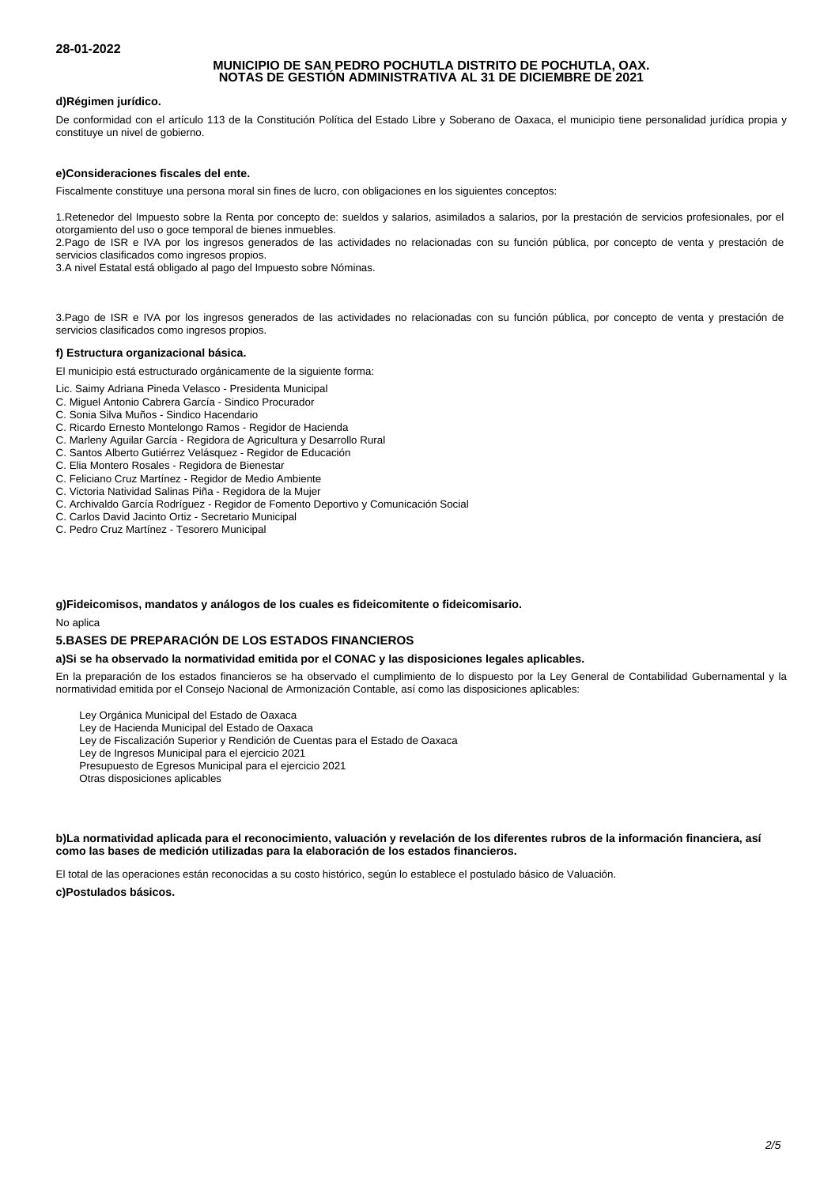28-01-2022

**MUNICIPIO DE SAN PEDRO POCHUTLA DISTRITO DE POCHUTLA, OAX.**
**NOTAS DE GESTIÓN ADMINISTRATIVA AL 31 DE DICIEMBRE DE 2021**

**d)Régimen jurídico.**

De conformidad con el artículo 113 de la Constitución Política del Estado Libre y Soberano de Oaxaca, el municipio tiene personalidad jurídica propia y constituye un nivel de gobierno.

**e)Consideraciones fiscales del ente.**

Fiscalmente constituye una persona moral sin fines de lucro, con obligaciones en los siguientes conceptos:

1.Retenedor del Impuesto sobre la Renta por concepto de: sueldos y salarios, asimilados a salarios, por la prestación de servicios profesionales, por el otorgamiento del uso o goce temporal de bienes inmuebles.
2.Pago de ISR e IVA por los ingresos generados de las actividades no relacionadas con su función pública, por concepto de venta y prestación de servicios clasificados como ingresos propios.
3.A nivel Estatal está obligado al pago del Impuesto sobre Nóminas.

3.Pago de ISR e IVA por los ingresos generados de las actividades no relacionadas con su función pública, por concepto de venta y prestación de servicios clasificados como ingresos propios.

**f) Estructura organizacional básica.**

El municipio está estructurado orgánicamente de la siguiente forma:

Lic. Saimy Adriana Pineda Velasco - Presidenta Municipal
C. Miguel Antonio Cabrera García - Sindico Procurador
C. Sonia Silva Muños - Sindico Hacendario
C. Ricardo Ernesto Montelongo Ramos - Regidor de Hacienda
C. Marleny Aguilar García - Regidora de Agricultura y Desarrollo Rural
C. Santos Alberto Gutiérrez Velásquez - Regidor de Educación
C. Elia Montero Rosales - Regidora de Bienestar
C. Feliciano Cruz Martínez - Regidor de Medio Ambiente
C. Victoria Natividad Salinas Piña - Regidora de la Mujer
C. Archivaldo García Rodríguez - Regidor de Fomento Deportivo y Comunicación Social
C. Carlos David Jacinto Ortiz - Secretario Municipal
C. Pedro Cruz Martínez - Tesorero Municipal

**g)Fideicomisos, mandatos y análogos de los cuales es fideicomitente o fideicomisario.**

No aplica

## 5.BASES DE PREPARACIÓN DE LOS ESTADOS FINANCIEROS

**a)Si se ha observado la normatividad emitida por el CONAC y las disposiciones legales aplicables.**

En la preparación de los estados financieros se ha observado el cumplimiento de lo dispuesto por la Ley General de Contabilidad Gubernamental y la normatividad emitida por el Consejo Nacional de Armonización Contable, así como las disposiciones aplicables:

Ley Orgánica Municipal del Estado de Oaxaca
Ley de Hacienda Municipal del Estado de Oaxaca
Ley de Fiscalización Superior y Rendición de Cuentas para el Estado de Oaxaca
Ley de Ingresos Municipal para el ejercicio 2021
Presupuesto de Egresos Municipal para el ejercicio 2021
Otras disposiciones aplicables

**b)La normatividad aplicada para el reconocimiento, valuación y revelación de los diferentes rubros de la información financiera, así como las bases de medición utilizadas para la elaboración de los estados financieros.**

El total de las operaciones están reconocidas a su costo histórico, según lo establece el postulado básico de Valuación.

**c)Postulados básicos.**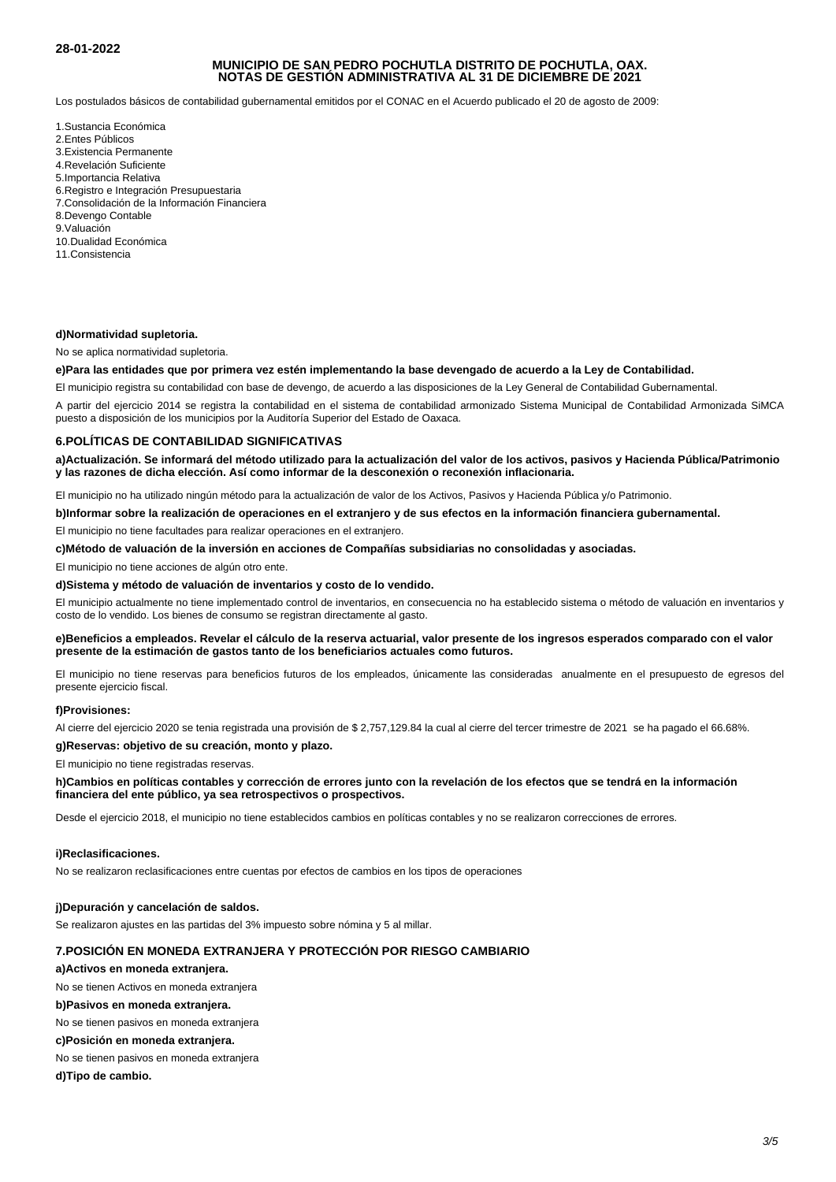28-01-2022

# MUNICIPIO DE SAN PEDRO POCHUTLA DISTRITO DE POCHUTLA, OAX.
# NOTAS DE GESTIÓN ADMINISTRATIVA AL 31 DE DICIEMBRE DE 2021

Los postulados básicos de contabilidad gubernamental emitidos por el CONAC en el Acuerdo publicado el 20 de agosto de 2009:

1.Sustancia Económica
2.Entes Públicos
3.Existencia Permanente
4.Revelación Suficiente
5.Importancia Relativa
6.Registro e Integración Presupuestaria
7.Consolidación de la Información Financiera
8.Devengo Contable
9.Valuación
10.Dualidad Económica
11.Consistencia

**d)Normatividad supletoria.**

No se aplica normatividad supletoria.

**e)Para las entidades que por primera vez estén implementando la base devengado de acuerdo a la Ley de Contabilidad.**

El municipio registra su contabilidad con base de devengo, de acuerdo a las disposiciones de la Ley General de Contabilidad Gubernamental.

A partir del ejercicio 2014 se registra la contabilidad en el sistema de contabilidad armonizado Sistema Municipal de Contabilidad Armonizada SiMCA puesto a disposición de los municipios por la Auditoría Superior del Estado de Oaxaca.

## 6.POLÍTICAS DE CONTABILIDAD SIGNIFICATIVAS

**a)Actualización. Se informará del método utilizado para la actualización del valor de los activos, pasivos y Hacienda Pública/Patrimonio y las razones de dicha elección. Así como informar de la desconexión o reconexión inflacionaria.**

El municipio no ha utilizado ningún método para la actualización de valor de los Activos, Pasivos y Hacienda Pública y/o Patrimonio.

**b)Informar sobre la realización de operaciones en el extranjero y de sus efectos en la información financiera gubernamental.**

El municipio no tiene facultades para realizar operaciones en el extranjero.

**c)Método de valuación de la inversión en acciones de Compañías subsidiarias no consolidadas y asociadas.**

El municipio no tiene acciones de algún otro ente.

**d)Sistema y método de valuación de inventarios y costo de lo vendido.**

El municipio actualmente no tiene implementado control de inventarios, en consecuencia no ha establecido sistema o método de valuación en inventarios y costo de lo vendido. Los bienes de consumo se registran directamente al gasto.

**e)Beneficios a empleados. Revelar el cálculo de la reserva actuarial, valor presente de los ingresos esperados comparado con el valor presente de la estimación de gastos tanto de los beneficiarios actuales como futuros.**

El municipio no tiene reservas para beneficios futuros de los empleados, únicamente las consideradas anualmente en el presupuesto de egresos del presente ejercicio fiscal.

**f)Provisiones:**

Al cierre del ejercicio 2020 se tenia registrada una provisión de $ 2,757,129.84 la cual al cierre del tercer trimestre de 2021 se ha pagado el 66.68%.

**g)Reservas: objetivo de su creación, monto y plazo.**

El municipio no tiene registradas reservas.

**h)Cambios en políticas contables y corrección de errores junto con la revelación de los efectos que se tendrá en la información financiera del ente público, ya sea retrospectivos o prospectivos.**

Desde el ejercicio 2018, el municipio no tiene establecidos cambios en políticas contables y no se realizaron correcciones de errores.

**i)Reclasificaciones.**

No se realizaron reclasificaciones entre cuentas por efectos de cambios en los tipos de operaciones

**j)Depuración y cancelación de saldos.**

Se realizaron ajustes en las partidas del 3% impuesto sobre nómina y 5 al millar.

## 7.POSICIÓN EN MONEDA EXTRANJERA Y PROTECCIÓN POR RIESGO CAMBIARIO

**a)Activos en moneda extranjera.**

No se tienen Activos en moneda extranjera

**b)Pasivos en moneda extranjera.**

No se tienen pasivos en moneda extranjera

**c)Posición en moneda extranjera.**

No se tienen pasivos en moneda extranjera

**d)Tipo de cambio.**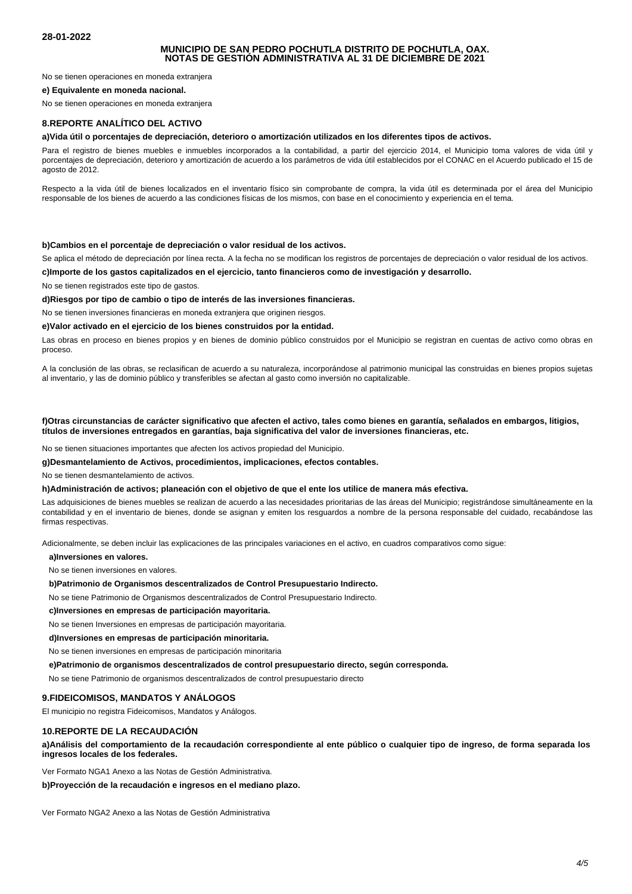No se tienen operaciones en moneda extranjera

**e) Equivalente en moneda nacional.**

No se tienen operaciones en moneda extranjera

## 8.REPORTE ANALÍTICO DEL ACTIVO

**a)Vida útil o porcentajes de depreciación, deterioro o amortización utilizados en los diferentes tipos de activos.**

Para el registro de bienes muebles e inmuebles incorporados a la contabilidad, a partir del ejercicio 2014, el Municipio toma valores de vida útil y porcentajes de depreciación, deterioro y amortización de acuerdo a los parámetros de vida útil establecidos por el CONAC en el Acuerdo publicado el 15 de agosto de 2012.

Respecto a la vida útil de bienes localizados en el inventario físico sin comprobante de compra, la vida útil es determinada por el área del Municipio responsable de los bienes de acuerdo a las condiciones físicas de los mismos, con base en el conocimiento y experiencia en el tema.

**b)Cambios en el porcentaje de depreciación o valor residual de los activos.**

Se aplica el método de depreciación por línea recta. A la fecha no se modifican los registros de porcentajes de depreciación o valor residual de los activos.

**c)Importe de los gastos capitalizados en el ejercicio, tanto financieros como de investigación y desarrollo.**

No se tienen registrados este tipo de gastos.

**d)Riesgos por tipo de cambio o tipo de interés de las inversiones financieras.**

No se tienen inversiones financieras en moneda extranjera que originen riesgos.

**e)Valor activado en el ejercicio de los bienes construidos por la entidad.**

Las obras en proceso en bienes propios y en bienes de dominio público construidos por el Municipio se registran en cuentas de activo como obras en proceso.

A la conclusión de las obras, se reclasifican de acuerdo a su naturaleza, incorporándose al patrimonio municipal las construidas en bienes propios sujetas al inventario, y las de dominio público y transferibles se afectan al gasto como inversión no capitalizable.

**f)Otras circunstancias de carácter significativo que afecten el activo, tales como bienes en garantía, señalados en embargos, litigios, títulos de inversiones entregados en garantías, baja significativa del valor de inversiones financieras, etc.**

No se tienen situaciones importantes que afecten los activos propiedad del Municipio.

**g)Desmantelamiento de Activos, procedimientos, implicaciones, efectos contables.**

No se tienen desmantelamiento de activos.

**h)Administración de activos; planeación con el objetivo de que el ente los utilice de manera más efectiva.**

Las adquisiciones de bienes muebles se realizan de acuerdo a las necesidades prioritarias de las áreas del Municipio; registrándose simultáneamente en la contabilidad y en el inventario de bienes, donde se asignan y emiten los resguardos a nombre de la persona responsable del cuidado, recabándose las firmas respectivas.

Adicionalmente, se deben incluir las explicaciones de las principales variaciones en el activo, en cuadros comparativos como sigue:

**a)Inversiones en valores.**

No se tienen inversiones en valores.

**b)Patrimonio de Organismos descentralizados de Control Presupuestario Indirecto.**

No se tiene Patrimonio de Organismos descentralizados de Control Presupuestario Indirecto.

**c)Inversiones en empresas de participación mayoritaria.**

No se tienen Inversiones en empresas de participación mayoritaria.

**d)Inversiones en empresas de participación minoritaria.**

No se tienen inversiones en empresas de participación minoritaria

**e)Patrimonio de organismos descentralizados de control presupuestario directo, según corresponda.**

No se tiene Patrimonio de organismos descentralizados de control presupuestario directo

## 9.FIDEICOMISOS, MANDATOS Y ANÁLOGOS

El municipio no registra Fideicomisos, Mandatos y Análogos.

## 10.REPORTE DE LA RECAUDACIÓN

**a)Análisis del comportamiento de la recaudación correspondiente al ente público o cualquier tipo de ingreso, de forma separada los ingresos locales de los federales.**

Ver Formato NGA1 Anexo a las Notas de Gestión Administrativa.

**b)Proyección de la recaudación e ingresos en el mediano plazo.**

Ver Formato NGA2 Anexo a las Notas de Gestión Administrativa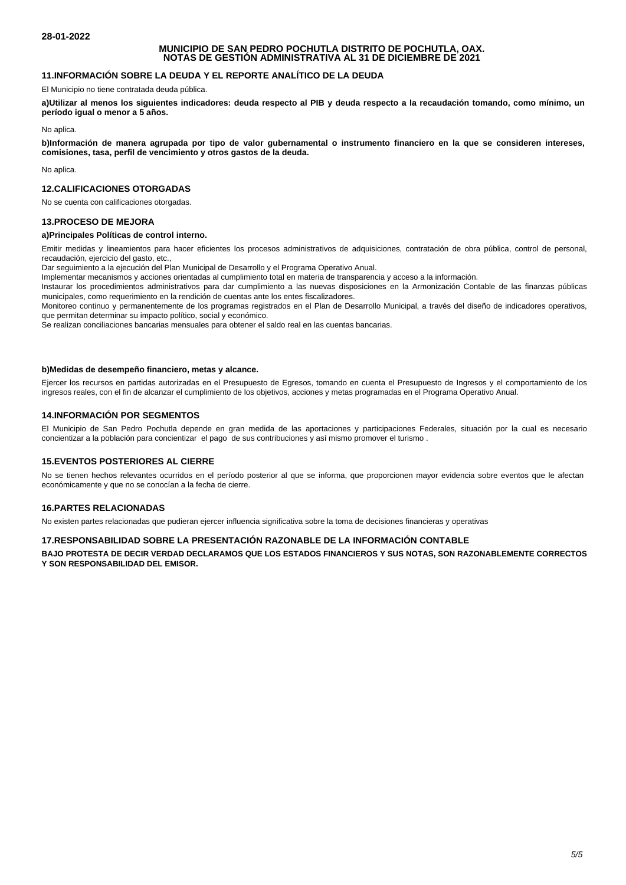**MUNICIPIO DE SAN PEDRO POCHUTLA DISTRITO DE POCHUTLA, OAX.**
**NOTAS DE GESTIÓN ADMINISTRATIVA AL 31 DE DICIEMBRE DE 2021**

## 11.INFORMACIÓN SOBRE LA DEUDA Y EL REPORTE ANALÍTICO DE LA DEUDA

El Municipio no tiene contratada deuda pública.

**a)Utilizar al menos los siguientes indicadores: deuda respecto al PIB y deuda respecto a la recaudación tomando, como mínimo, un período igual o menor a 5 años.**

No aplica.

**b)Información de manera agrupada por tipo de valor gubernamental o instrumento financiero en la que se consideren intereses, comisiones, tasa, perfil de vencimiento y otros gastos de la deuda.**

No aplica.

## 12.CALIFICACIONES OTORGADAS

No se cuenta con calificaciones otorgadas.

## 13.PROCESO DE MEJORA

**a)Principales Políticas de control interno.**

Emitir medidas y lineamientos para hacer eficientes los procesos administrativos de adquisiciones, contratación de obra pública, control de personal, recaudación, ejercicio del gasto, etc.,
Dar seguimiento a la ejecución del Plan Municipal de Desarrollo y el Programa Operativo Anual.
Implementar mecanismos y acciones orientadas al cumplimiento total en materia de transparencia y acceso a la información.
Instaurar los procedimientos administrativos para dar cumplimiento a las nuevas disposiciones en la Armonización Contable de las finanzas públicas municipales, como requerimiento en la rendición de cuentas ante los entes fiscalizadores.
Monitoreo continuo y permanentemente de los programas registrados en el Plan de Desarrollo Municipal, a través del diseño de indicadores operativos, que permitan determinar su impacto político, social y económico.
Se realizan conciliaciones bancarias mensuales para obtener el saldo real en las cuentas bancarias.

**b)Medidas de desempeño financiero, metas y alcance.**

Ejercer los recursos en partidas autorizadas en el Presupuesto de Egresos, tomando en cuenta el Presupuesto de Ingresos y el comportamiento de los ingresos reales, con el fin de alcanzar el cumplimiento de los objetivos, acciones y metas programadas en el Programa Operativo Anual.

## 14.INFORMACIÓN POR SEGMENTOS

El Municipio de San Pedro Pochutla depende en gran medida de las aportaciones y participaciones Federales, situación por la cual es necesario concientizar a la población para concientizar el pago de sus contribuciones y así mismo promover el turismo .

## 15.EVENTOS POSTERIORES AL CIERRE

No se tienen hechos relevantes ocurridos en el período posterior al que se informa, que proporcionen mayor evidencia sobre eventos que le afectan económicamente y que no se conocían a la fecha de cierre.

## 16.PARTES RELACIONADAS

No existen partes relacionadas que pudieran ejercer influencia significativa sobre la toma de decisiones financieras y operativas

## 17.RESPONSABILIDAD SOBRE LA PRESENTACIÓN RAZONABLE DE LA INFORMACIÓN CONTABLE

**BAJO PROTESTA DE DECIR VERDAD DECLARAMOS QUE LOS ESTADOS FINANCIEROS Y SUS NOTAS, SON RAZONABLEMENTE CORRECTOS Y SON RESPONSABILIDAD DEL EMISOR.**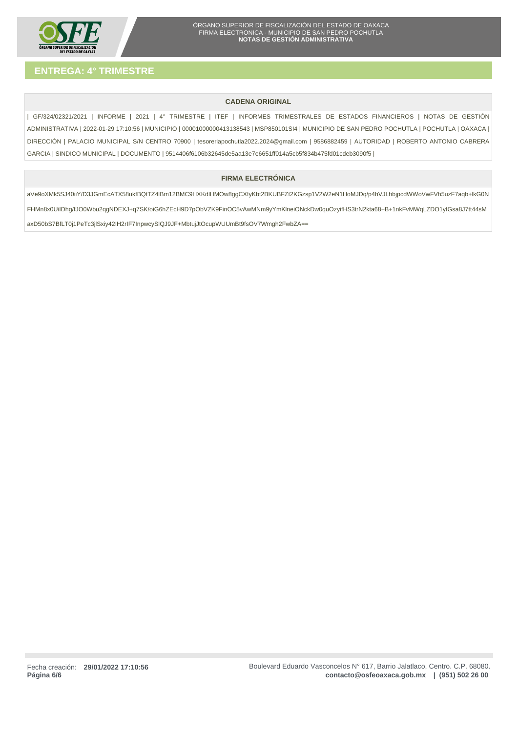## ENTREGA: 4° TRIMESTRE

### CADENA ORIGINAL

| GF/324/02321/2021 | INFORME | 2021 | 4° TRIMESTRE | ITEF | INFORMES TRIMESTRALES DE ESTADOS FINANCIEROS | NOTAS DE GESTIÓN ADMINISTRATIVA | 2022-01-29 17:10:56 | MUNICIPIO | 00001000000413138543 | MSP850101SI4 | MUNICIPIO DE SAN PEDRO POCHUTLA | POCHUTLA | OAXACA | DIRECCIÓN | PALACIO MUNICIPAL S/N CENTRO 70900 | tesoreriapochutla2022.2024@gmail.com | 9586882459 | AUTORIDAD | ROBERTO ANTONIO CABRERA GARCIA | SINDICO MUNICIPAL | DOCUMENTO | 9514406f6106b32645de5aa13e7e6651ff014a5cb5f834b475fd01cdeb3090f5 |

### FIRMA ELECTRÓNICA

aVe9oXMk5SJ40iiY/D3JGmEcATX58ukfBQtTZ4lBm12BMC9HXKdlHMOw8ggCXfyKbt2BKUBFZt2KGzsp1V2W2eN1HoMJDq/p4hVJLhbjpcdWWoVwFVh5uzF7aqb+lkG0N FHMn8x0UiIDhg/fJO0Wbu2qgNDEXJ+q7SK/oiG6hZEcH9D7pObVZK9FinOC5vAwMNm9yYmKlneiONckDw0quOzyifHS3trN2kta68+B+1nkFvMWqLZDO1yIGsa8J7tt44sM axD50bS7BfLT0j1PeTc3jlSxiy42IH2rIF7InpwcySlQJ9JF+MbtujJtOcupWUUmBt9fsOV7Wmgh2FwbZA==

Fecha creación: **29/01/2022 17:10:56**

Boulevard Eduardo Vasconcelos N° 617, Barrio Jalatlaco, Centro. C.P. 68080.
**contacto@osfeoaxaca.gob.mx | (951) 502 26 00**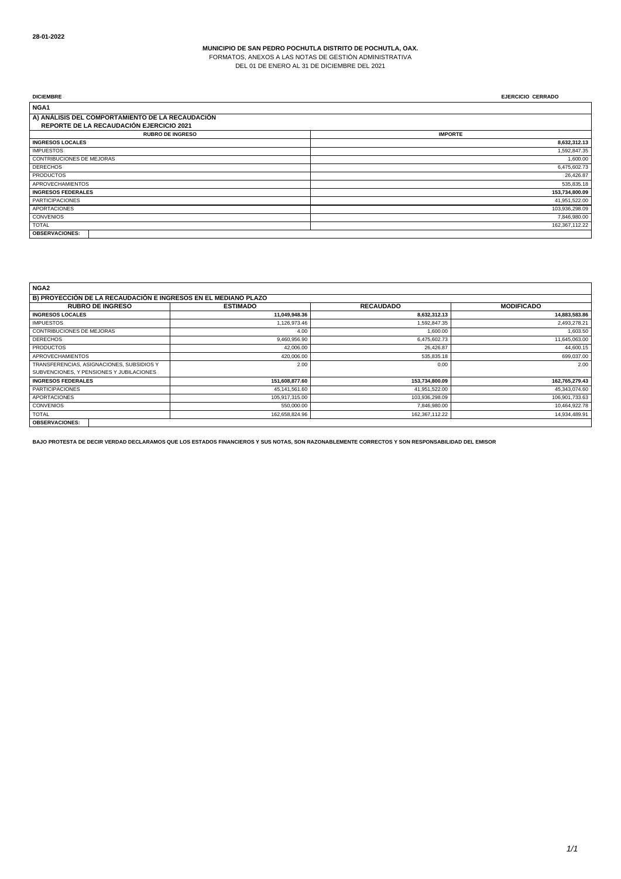28-01-2022

**MUNICIPIO DE SAN PEDRO POCHUTLA DISTRITO DE POCHUTLA, OAX.**
FORMATOS, ANEXOS A LAS NOTAS DE GESTIÓN ADMINISTRATIVA
DEL 01 DE ENERO AL 31 DE DICIEMBRE DEL 2021

**DICIEMBRE** **EJERCICIO CERRADO**

**NGA1**

**A) ANÁLISIS DEL COMPORTAMIENTO DE LA RECAUDACIÓN**
**REPORTE DE LA RECAUDACIÓN EJERCICIO 2021**

| RUBRO DE INGRESO | IMPORTE |
|---|---|
| **INGRESOS LOCALES** | **8,632,312.13** |
| IMPUESTOS | 1,592,847.35 |
| CONTRIBUCIONES DE MEJORAS | 1,600.00 |
| DERECHOS | 6,475,602.73 |
| PRODUCTOS | 26,426.87 |
| APROVECHAMIENTOS | 535,835.18 |
| **INGRESOS FEDERALES** | **153,734,800.09** |
| PARTICIPACIONES | 41,951,522.00 |
| APORTACIONES | 103,936,298.09 |
| CONVENIOS | 7,846,980.00 |
| TOTAL | 162,367,112.22 |
| **OBSERVACIONES:** | |

**NGA2**

**B) PROYECCIÓN DE LA RECAUDACIÓN E INGRESOS EN EL MEDIANO PLAZO**

| RUBRO DE INGRESO | ESTIMADO | RECAUDADO | MODIFICADO |
|---|---|---|---|
| **INGRESOS LOCALES** | **11,049,948.36** | **8,632,312.13** | **14,883,583.86** |
| IMPUESTOS | 1,126,973.46 | 1,592,847.35 | 2,493,278.21 |
| CONTRIBUCIONES DE MEJORAS | 4.00 | 1,600.00 | 1,603.50 |
| DERECHOS | 9,460,956.90 | 6,475,602.73 | 11,645,063.00 |
| PRODUCTOS | 42,006.00 | 26,426.87 | 44,600.15 |
| APROVECHAMIENTOS | 420,006.00 | 535,835.18 | 699,037.00 |
| TRANSFERENCIAS, ASIGNACIONES, SUBSIDIOS Y SUBVENCIONES, Y PENSIONES Y JUBILACIONES | 2.00 | 0.00 | 2.00 |
| **INGRESOS FEDERALES** | **151,608,877.60** | **153,734,800.09** | **162,765,279.43** |
| PARTICIPACIONES | 45,141,561.60 | 41,951,522.00 | 45,343,074.60 |
| APORTACIONES | 105,917,315.00 | 103,936,298.09 | 106,901,733.63 |
| CONVENIOS | 550,000.00 | 7,846,980.00 | 10,464,922.78 |
| TOTAL | 162,658,824.96 | 162,367,112.22 | 14,934,489.91 |
| **OBSERVACIONES:** | | | |

**BAJO PROTESTA DE DECIR VERDAD DECLARAMOS QUE LOS ESTADOS FINANCIEROS Y SUS NOTAS, SON RAZONABLEMENTE CORRECTOS Y SON RESPONSABILIDAD DEL EMISOR**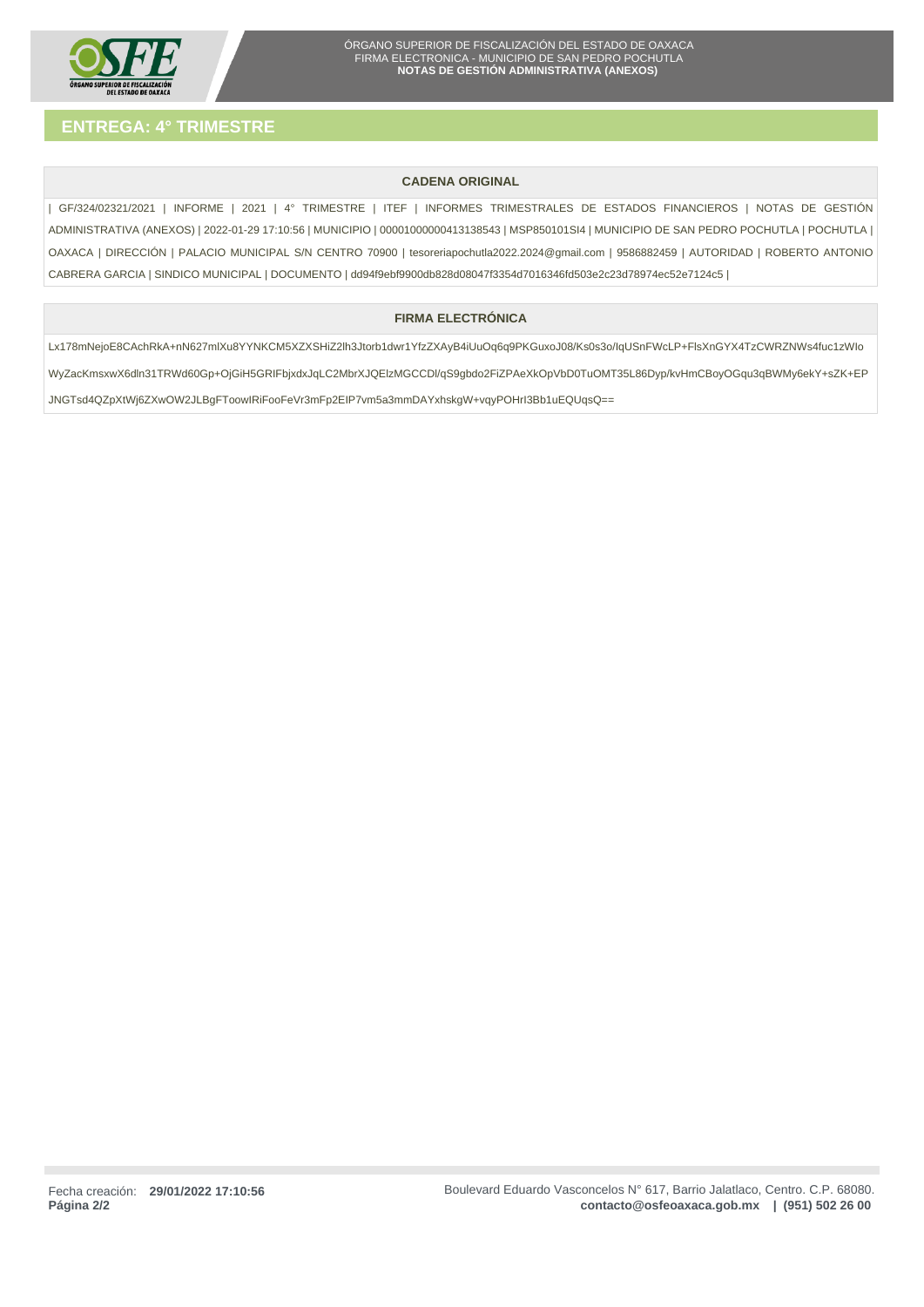## ENTREGA: 4° TRIMESTRE

**CADENA ORIGINAL**

| GF/324/02321/2021 | INFORME | 2021 | 4° TRIMESTRE | ITEF | INFORMES TRIMESTRALES DE ESTADOS FINANCIEROS | NOTAS DE GESTIÓN ADMINISTRATIVA (ANEXOS) | 2022-01-29 17:10:56 | MUNICIPIO | 00001000000413138543 | MSP850101SI4 | MUNICIPIO DE SAN PEDRO POCHUTLA | POCHUTLA | OAXACA | DIRECCIÓN | PALACIO MUNICIPAL S/N CENTRO 70900 | tesoreriapochutla2022.2024@gmail.com | 9586882459 | AUTORIDAD | ROBERTO ANTONIO CABRERA GARCIA | SINDICO MUNICIPAL | DOCUMENTO | dd94f9ebf9900db828d08047f3354d7016346fd503e2c23d78974ec52e7124c5 |

**FIRMA ELECTRÓNICA**

Lx178mNejoE8CAchRkA+nN627mIXu8YYNKCM5XZXSHiZ2lh3Jtorb1dwr1YfzZXAyB4iUuOq6q9PKGuxoJ08/Ks0s3o/lqUSnFWcLP+FlsXnGYX4TzCWRZNWs4fuc1zWIo

WyZacKmsxwX6dln31TRWd60Gp+OjGiH5GRIFbjxdxJqLC2MbrXJQElzMGCCDl/qS9gbdo2FiZPAeXkOpVbD0TuOMT35L86Dyp/kvHmCBoyOGqu3qBWMy6ekY+sZK+EP

JNGTsd4QZpXtWj6ZXwOW2JLBgFToowIRiFooFeVr3mFp2EIP7vm5a3mmDAYxhskgW+vqyPOHrI3Bb1uEQUqsQ==

Fecha creación: **29/01/2022 17:10:56**

Boulevard Eduardo Vasconcelos N° 617, Barrio Jalatlaco, Centro. C.P. 68080.
**contacto@osfeoaxaca.gob.mx | (951) 502 26 00**